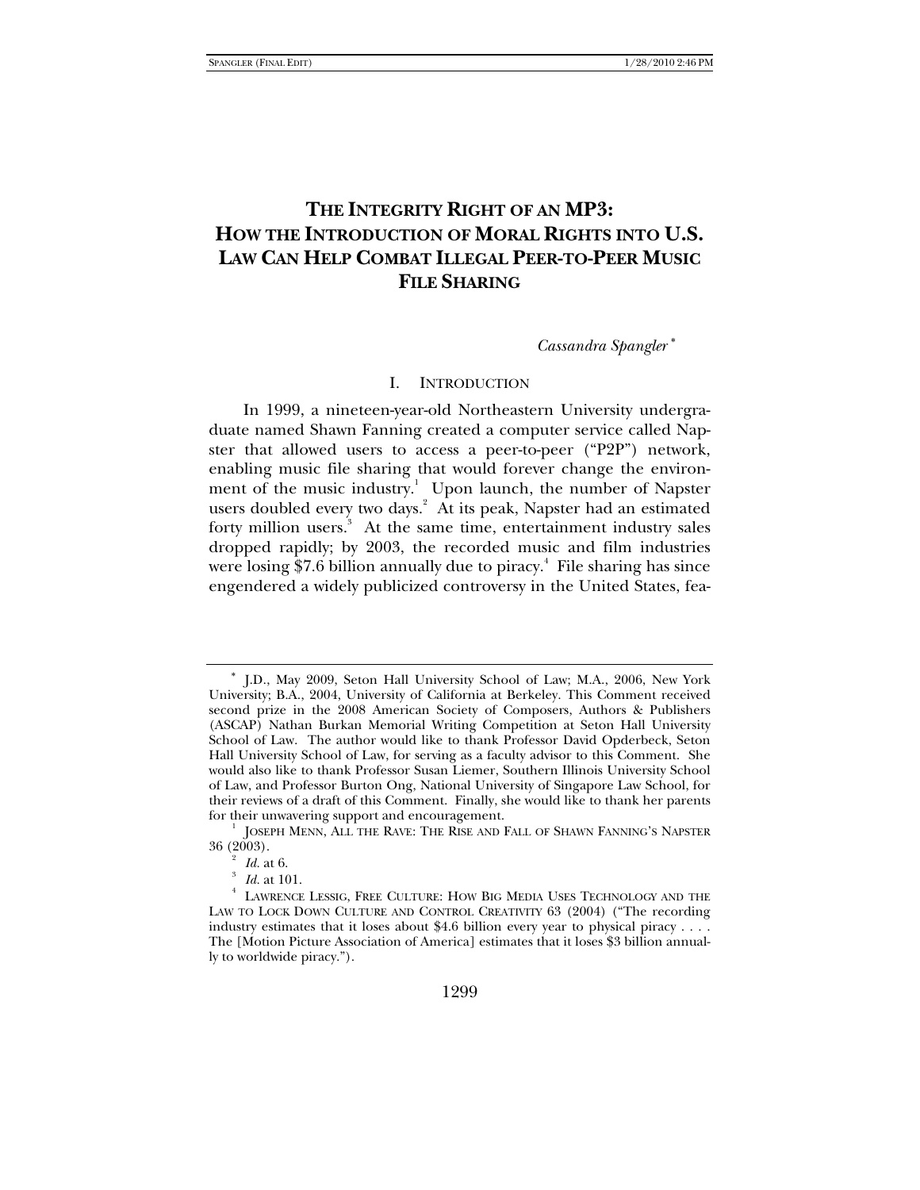# THE INTEGRITY RIGHT OF AN MP3: HOW THE INTRODUCTION OF MORAL RIGHTS INTO U.S. LAW CAN HELP COMBAT ILLEGAL PEER-TO-PEER MUSIC FILE SHARING

*Cassandra Spangler* [*]

## I. INTRODUCTION

In 1999, a nineteen-year-old Northeastern University undergraduate named Shawn Fanning created a computer service called Napster that allowed users to access a peer-to-peer ("P2P") network, enabling music file sharing that would forever change the environment of the music industry.[1] Upon launch, the number of Napster users doubled every two days.[2] At its peak, Napster had an estimated forty million users.[3] At the same time, entertainment industry sales dropped rapidly; by 2003, the recorded music and film industries were losing $7.6 billion annually due to piracy.[4] File sharing has since engendered a widely publicized controversy in the United States, fea-

---

[*] J.D., May 2009, Seton Hall University School of Law; M.A., 2006, New York University; B.A., 2004, University of California at Berkeley. This Comment received second prize in the 2008 American Society of Composers, Authors & Publishers (ASCAP) Nathan Burkan Memorial Writing Competition at Seton Hall University School of Law. The author would like to thank Professor David Opderbeck, Seton Hall University School of Law, for serving as a faculty advisor to this Comment. She would also like to thank Professor Susan Liemer, Southern Illinois University School of Law, and Professor Burton Ong, National University of Singapore Law School, for their reviews of a draft of this Comment. Finally, she would like to thank her parents for their unwavering support and encouragement.

[1] JOSEPH MENN, ALL THE RAVE: THE RISE AND FALL OF SHAWN FANNING'S NAPSTER 36 (2003).

[2] *Id.* at 6.

[3] *Id.* at 101.

[4] LAWRENCE LESSIG, FREE CULTURE: HOW BIG MEDIA USES TECHNOLOGY AND THE LAW TO LOCK DOWN CULTURE AND CONTROL CREATIVITY 63 (2004) ("The recording industry estimates that it loses about $4.6 billion every year to physical piracy . . . . The [Motion Picture Association of America] estimates that it loses $3 billion annually to worldwide piracy.").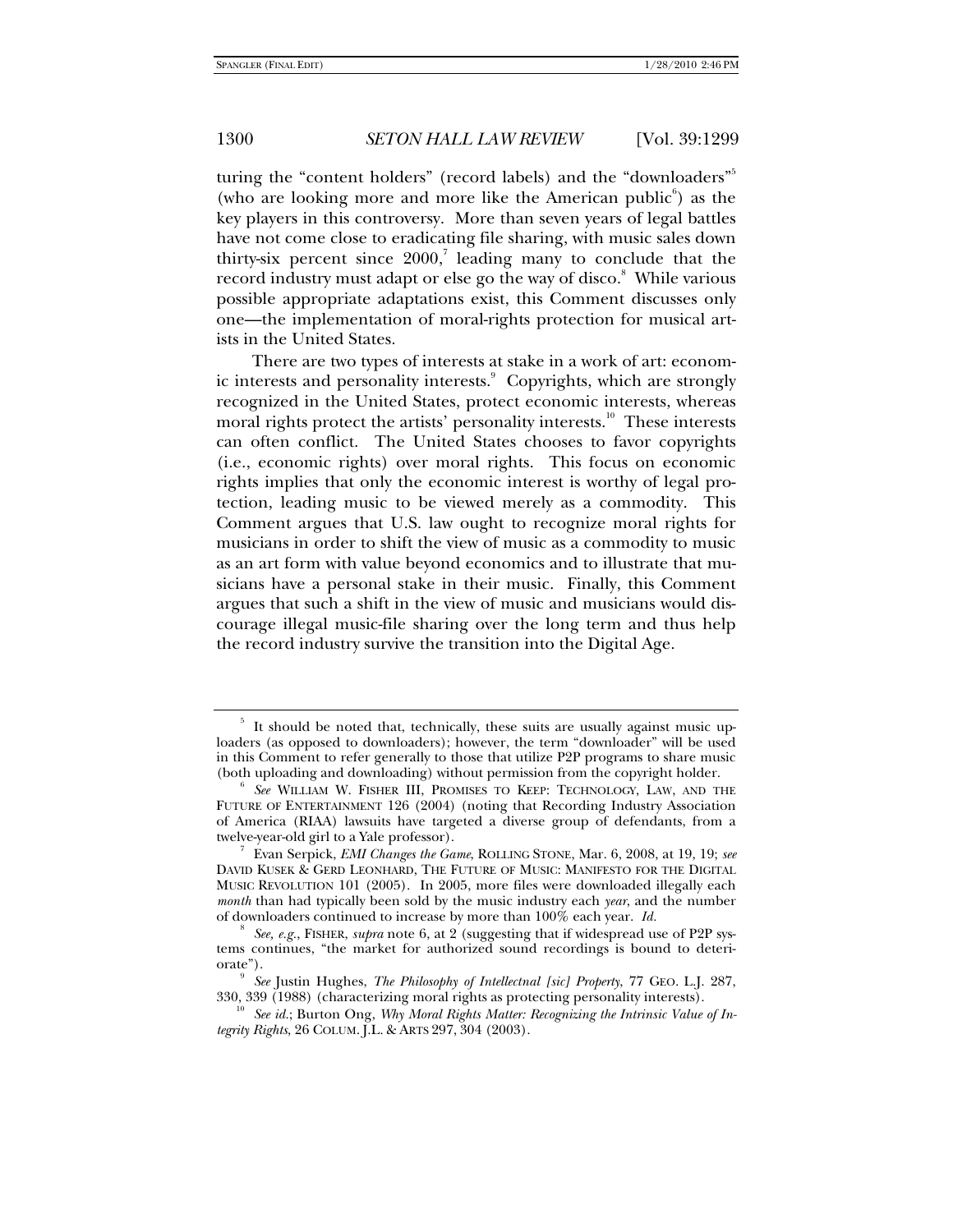turing the "content holders" (record labels) and the "downloaders"[5] (who are looking more and more like the American public[6]) as the key players in this controversy. More than seven years of legal battles have not come close to eradicating file sharing, with music sales down thirty-six percent since 2000,[7] leading many to conclude that the record industry must adapt or else go the way of disco.[8] While various possible appropriate adaptations exist, this Comment discusses only one—the implementation of moral-rights protection for musical artists in the United States.

There are two types of interests at stake in a work of art: economic interests and personality interests.[9] Copyrights, which are strongly recognized in the United States, protect economic interests, whereas moral rights protect the artists' personality interests.[10] These interests can often conflict. The United States chooses to favor copyrights (i.e., economic rights) over moral rights. This focus on economic rights implies that only the economic interest is worthy of legal protection, leading music to be viewed merely as a commodity. This Comment argues that U.S. law ought to recognize moral rights for musicians in order to shift the view of music as a commodity to music as an art form with value beyond economics and to illustrate that musicians have a personal stake in their music. Finally, this Comment argues that such a shift in the view of music and musicians would discourage illegal music-file sharing over the long term and thus help the record industry survive the transition into the Digital Age.

---

[5] It should be noted that, technically, these suits are usually against music uploaders (as opposed to downloaders); however, the term "downloader" will be used in this Comment to refer generally to those that utilize P2P programs to share music (both uploading and downloading) without permission from the copyright holder.

[6] *See* WILLIAM W. FISHER III, PROMISES TO KEEP: TECHNOLOGY, LAW, AND THE FUTURE OF ENTERTAINMENT 126 (2004) (noting that Recording Industry Association of America (RIAA) lawsuits have targeted a diverse group of defendants, from a twelve-year-old girl to a Yale professor).

[7] Evan Serpick, *EMI Changes the Game*, ROLLING STONE, Mar. 6, 2008, at 19, 19; *see* DAVID KUSEK & GERD LEONHARD, THE FUTURE OF MUSIC: MANIFESTO FOR THE DIGITAL MUSIC REVOLUTION 101 (2005). In 2005, more files were downloaded illegally each *month* than had typically been sold by the music industry each *year*, and the number of downloaders continued to increase by more than 100% each year. *Id.*

[8] *See, e.g.*, FISHER, *supra* note 6, at 2 (suggesting that if widespread use of P2P systems continues, "the market for authorized sound recordings is bound to deteriorate").

[9] *See* Justin Hughes, *The Philosophy of Intellectnal [sic] Property*, 77 GEO. L.J. 287, 330, 339 (1988) (characterizing moral rights as protecting personality interests).

[10] *See id.*; Burton Ong, *Why Moral Rights Matter: Recognizing the Intrinsic Value of Integrity Rights*, 26 COLUM. J.L. & ARTS 297, 304 (2003).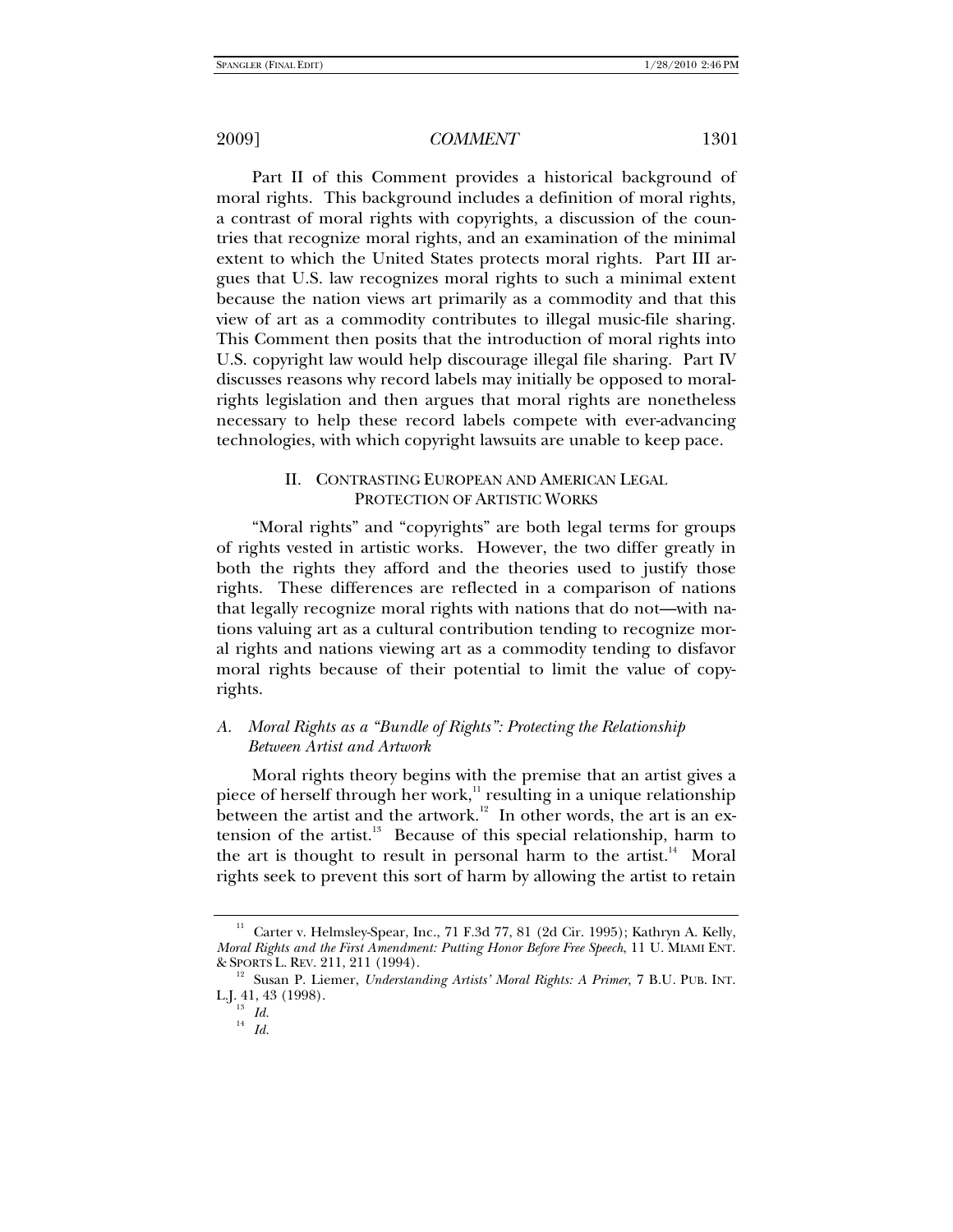Part II of this Comment provides a historical background of moral rights. This background includes a definition of moral rights, a contrast of moral rights with copyrights, a discussion of the countries that recognize moral rights, and an examination of the minimal extent to which the United States protects moral rights. Part III argues that U.S. law recognizes moral rights to such a minimal extent because the nation views art primarily as a commodity and that this view of art as a commodity contributes to illegal music-file sharing. This Comment then posits that the introduction of moral rights into U.S. copyright law would help discourage illegal file sharing. Part IV discusses reasons why record labels may initially be opposed to moral-rights legislation and then argues that moral rights are nonetheless necessary to help these record labels compete with ever-advancing technologies, with which copyright lawsuits are unable to keep pace.

## II. CONTRASTING EUROPEAN AND AMERICAN LEGAL PROTECTION OF ARTISTIC WORKS

"Moral rights" and "copyrights" are both legal terms for groups of rights vested in artistic works. However, the two differ greatly in both the rights they afford and the theories used to justify those rights. These differences are reflected in a comparison of nations that legally recognize moral rights with nations that do not—with nations valuing art as a cultural contribution tending to recognize moral rights and nations viewing art as a commodity tending to disfavor moral rights because of their potential to limit the value of copyrights.

### *A. Moral Rights as a "Bundle of Rights": Protecting the Relationship Between Artist and Artwork*

Moral rights theory begins with the premise that an artist gives a piece of herself through her work,[11] resulting in a unique relationship between the artist and the artwork.[12] In other words, the art is an extension of the artist.[13] Because of this special relationship, harm to the art is thought to result in personal harm to the artist.[14] Moral rights seek to prevent this sort of harm by allowing the artist to retain

---

[11] Carter v. Helmsley-Spear, Inc., 71 F.3d 77, 81 (2d Cir. 1995); Kathryn A. Kelly, *Moral Rights and the First Amendment: Putting Honor Before Free Speech*, 11 U. MIAMI ENT. & SPORTS L. REV. 211, 211 (1994).

[12] Susan P. Liemer, *Understanding Artists' Moral Rights: A Primer*, 7 B.U. PUB. INT. L.J. 41, 43 (1998).

[13] *Id.*

[14] *Id.*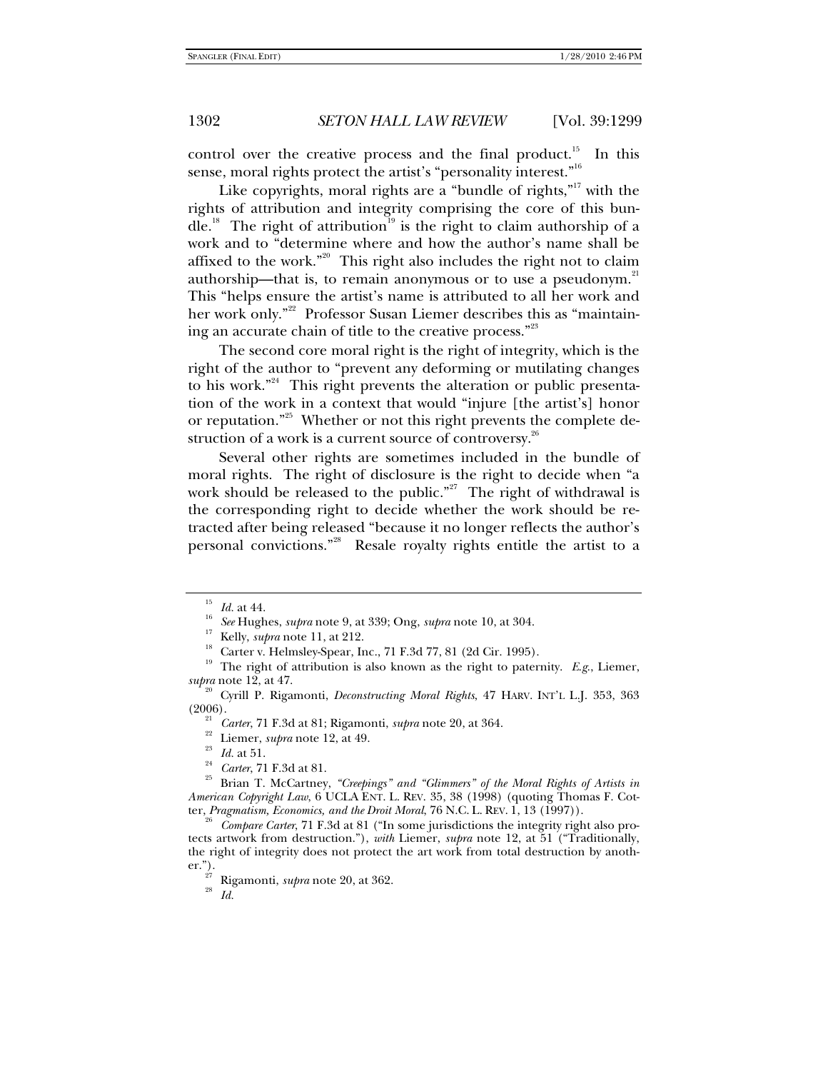control over the creative process and the final product.[15] In this sense, moral rights protect the artist's "personality interest."[16]

Like copyrights, moral rights are a "bundle of rights,"[17] with the rights of attribution and integrity comprising the core of this bundle.[18] The right of attribution[19] is the right to claim authorship of a work and to "determine where and how the author's name shall be affixed to the work."[20] This right also includes the right not to claim authorship—that is, to remain anonymous or to use a pseudonym.[21] This "helps ensure the artist's name is attributed to all her work and her work only."[22] Professor Susan Liemer describes this as "maintaining an accurate chain of title to the creative process."[23]

The second core moral right is the right of integrity, which is the right of the author to "prevent any deforming or mutilating changes to his work."[24] This right prevents the alteration or public presentation of the work in a context that would "injure [the artist's] honor or reputation."[25] Whether or not this right prevents the complete destruction of a work is a current source of controversy.[26]

Several other rights are sometimes included in the bundle of moral rights. The right of disclosure is the right to decide when "a work should be released to the public."[27] The right of withdrawal is the corresponding right to decide whether the work should be retracted after being released "because it no longer reflects the author's personal convictions."[28] Resale royalty rights entitle the artist to a

---

[15] *Id.* at 44.

[16] *See* Hughes, *supra* note 9, at 339; Ong, *supra* note 10, at 304.

[17] Kelly, *supra* note 11, at 212.

[18] Carter v. Helmsley-Spear, Inc., 71 F.3d 77, 81 (2d Cir. 1995).

[19] The right of attribution is also known as the right to paternity. *E.g.*, Liemer, *supra* note 12, at 47.

[20] Cyrill P. Rigamonti, *Deconstructing Moral Rights*, 47 HARV. INT'L L.J. 353, 363 (2006).

[21] *Carter*, 71 F.3d at 81; Rigamonti, *supra* note 20, at 364.

[22] Liemer, *supra* note 12, at 49.

[23] *Id.* at 51.

[24] *Carter*, 71 F.3d at 81.

[25] Brian T. McCartney, *"Creepings" and "Glimmers" of the Moral Rights of Artists in American Copyright Law*, 6 UCLA ENT. L. REV. 35, 38 (1998) (quoting Thomas F. Cotter, *Pragmatism, Economics, and the Droit Moral*, 76 N.C. L. REV. 1, 13 (1997)).

[26] *Compare Carter*, 71 F.3d at 81 ("In some jurisdictions the integrity right also protects artwork from destruction."), *with* Liemer, *supra* note 12, at 51 ("Traditionally, the right of integrity does not protect the art work from total destruction by another.").

[27] Rigamonti, *supra* note 20, at 362.

[28] *Id.*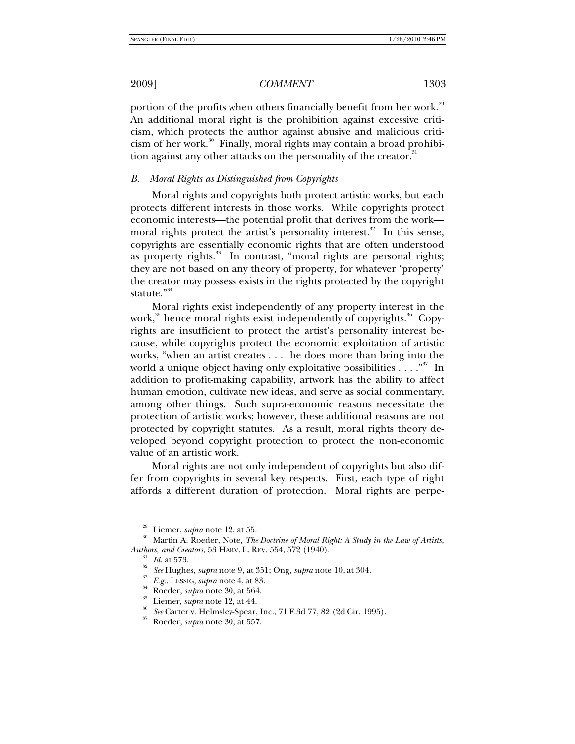portion of the profits when others financially benefit from her work.[29] An additional moral right is the prohibition against excessive criticism, which protects the author against abusive and malicious criticism of her work.[30] Finally, moral rights may contain a broad prohibition against any other attacks on the personality of the creator.[31]

### *B. Moral Rights as Distinguished from Copyrights*

Moral rights and copyrights both protect artistic works, but each protects different interests in those works. While copyrights protect economic interests—the potential profit that derives from the work—moral rights protect the artist's personality interest.[32] In this sense, copyrights are essentially economic rights that are often understood as property rights.[33] In contrast, "moral rights are personal rights; they are not based on any theory of property, for whatever 'property' the creator may possess exists in the rights protected by the copyright statute."[34]

Moral rights exist independently of any property interest in the work,[35] hence moral rights exist independently of copyrights.[36] Copyrights are insufficient to protect the artist's personality interest because, while copyrights protect the economic exploitation of artistic works, "when an artist creates . . . he does more than bring into the world a unique object having only exploitative possibilities . . . ."[37] In addition to profit-making capability, artwork has the ability to affect human emotion, cultivate new ideas, and serve as social commentary, among other things. Such supra-economic reasons necessitate the protection of artistic works; however, these additional reasons are not protected by copyright statutes. As a result, moral rights theory developed beyond copyright protection to protect the non-economic value of an artistic work.

Moral rights are not only independent of copyrights but also differ from copyrights in several key respects. First, each type of right affords a different duration of protection. Moral rights are perpe-

---

[29] Liemer, *supra* note 12, at 55.

[30] Martin A. Roeder, Note, *The Doctrine of Moral Right: A Study in the Law of Artists, Authors, and Creators*, 53 HARV. L. REV. 554, 572 (1940).

[31] *Id.* at 573.

[32] *See* Hughes, *supra* note 9, at 351; Ong, *supra* note 10, at 304.

[33] *E.g.*, LESSIG, *supra* note 4, at 83.

[34] Roeder, *supra* note 30, at 564.

[35] Liemer, *supra* note 12, at 44.

[36] *See* Carter v. Helmsley-Spear, Inc., 71 F.3d 77, 82 (2d Cir. 1995).

[37] Roeder, *supra* note 30, at 557.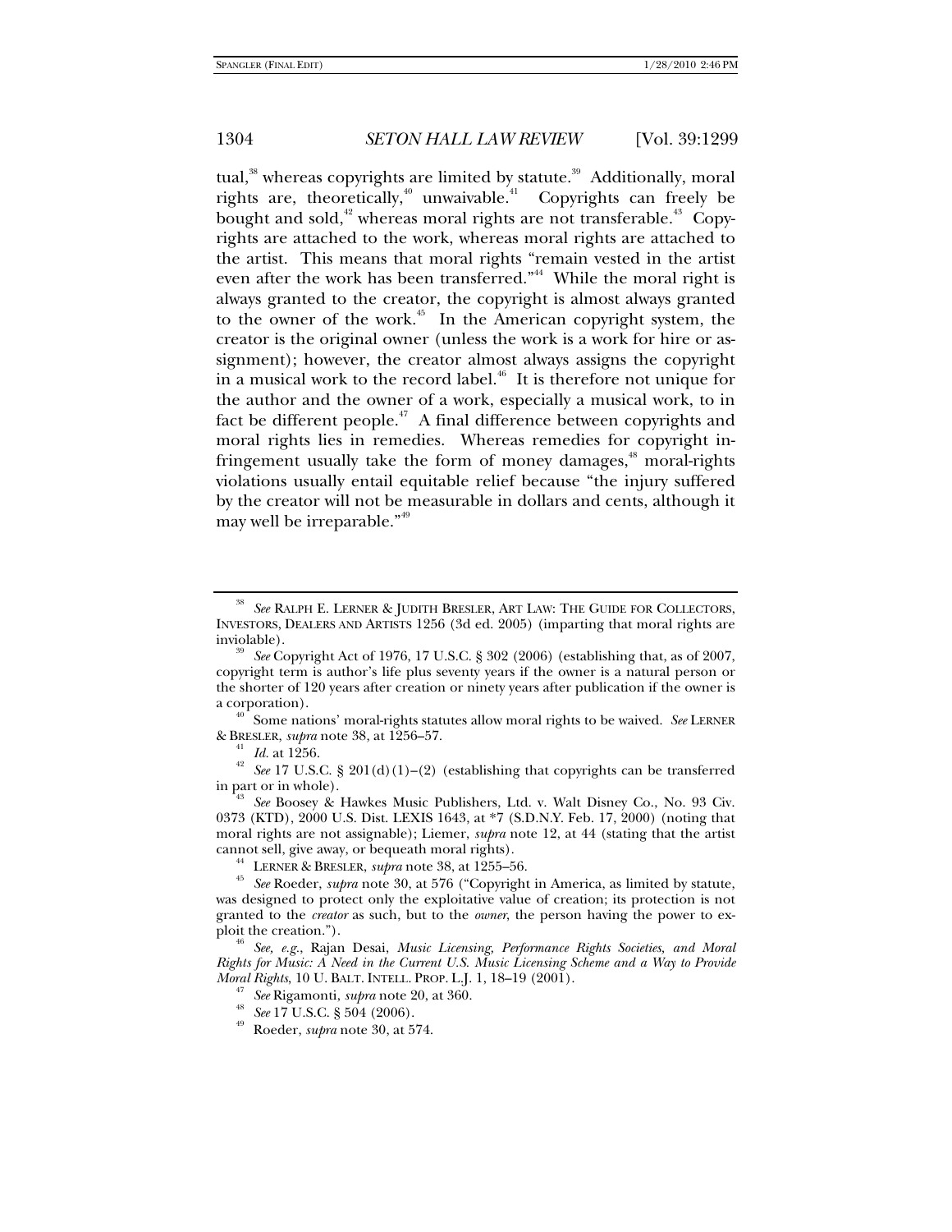tual,[38] whereas copyrights are limited by statute.[39] Additionally, moral rights are, theoretically,[40] unwaivable.[41] Copyrights can freely be bought and sold,[42] whereas moral rights are not transferable.[43] Copyrights are attached to the work, whereas moral rights are attached to the artist. This means that moral rights "remain vested in the artist even after the work has been transferred."[44] While the moral right is always granted to the creator, the copyright is almost always granted to the owner of the work.[45] In the American copyright system, the creator is the original owner (unless the work is a work for hire or assignment); however, the creator almost always assigns the copyright in a musical work to the record label.[46] It is therefore not unique for the author and the owner of a work, especially a musical work, to in fact be different people.[47] A final difference between copyrights and moral rights lies in remedies. Whereas remedies for copyright infringement usually take the form of money damages,[48] moral-rights violations usually entail equitable relief because "the injury suffered by the creator will not be measurable in dollars and cents, although it may well be irreparable."[49]

---

[38] *See* RALPH E. LERNER & JUDITH BRESLER, ART LAW: THE GUIDE FOR COLLECTORS, INVESTORS, DEALERS AND ARTISTS 1256 (3d ed. 2005) (imparting that moral rights are inviolable).

[39] *See* Copyright Act of 1976, 17 U.S.C. § 302 (2006) (establishing that, as of 2007, copyright term is author's life plus seventy years if the owner is a natural person or the shorter of 120 years after creation or ninety years after publication if the owner is a corporation).

[40] Some nations' moral-rights statutes allow moral rights to be waived. *See* LERNER & BRESLER, *supra* note 38, at 1256–57.

[41] *Id.* at 1256.

[42] *See* 17 U.S.C. § 201(d)(1)–(2) (establishing that copyrights can be transferred in part or in whole).

[43] *See* Boosey & Hawkes Music Publishers, Ltd. v. Walt Disney Co., No. 93 Civ. 0373 (KTD), 2000 U.S. Dist. LEXIS 1643, at *7 (S.D.N.Y. Feb. 17, 2000) (noting that moral rights are not assignable); Liemer, *supra* note 12, at 44 (stating that the artist cannot sell, give away, or bequeath moral rights).

[44] LERNER & BRESLER, *supra* note 38, at 1255–56.

[45] *See* Roeder, *supra* note 30, at 576 ("Copyright in America, as limited by statute, was designed to protect only the exploitative value of creation; its protection is not granted to the *creator* as such, but to the *owner*, the person having the power to exploit the creation.").

[46] *See, e.g.*, Rajan Desai, *Music Licensing, Performance Rights Societies, and Moral Rights for Music: A Need in the Current U.S. Music Licensing Scheme and a Way to Provide Moral Rights*, 10 U. BALT. INTELL. PROP. L.J. 1, 18–19 (2001).

[47] *See* Rigamonti, *supra* note 20, at 360.

[48] *See* 17 U.S.C. § 504 (2006).

[49] Roeder, *supra* note 30, at 574.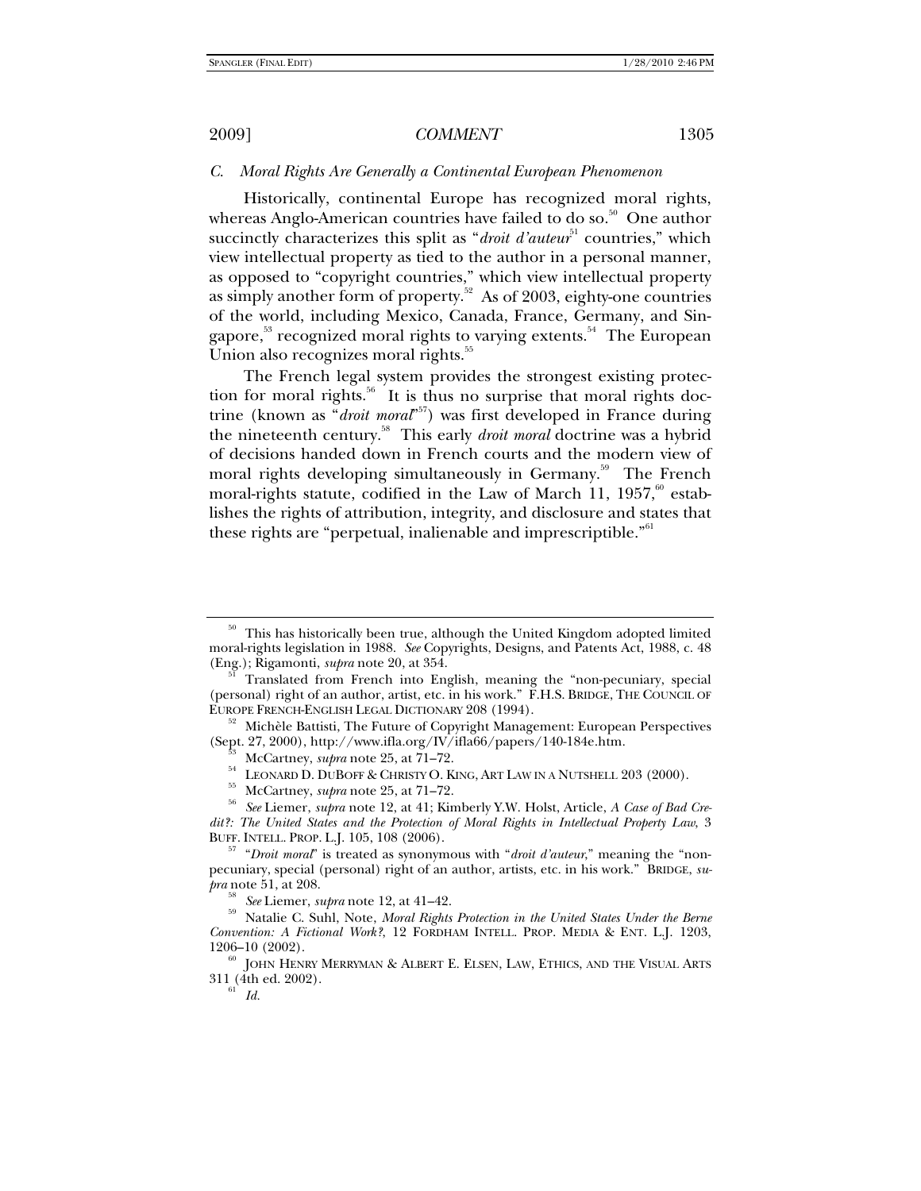### *C. Moral Rights Are Generally a Continental European Phenomenon*

Historically, continental Europe has recognized moral rights, whereas Anglo-American countries have failed to do so.[50] One author succinctly characterizes this split as "*droit d'auteur*[51] countries," which view intellectual property as tied to the author in a personal manner, as opposed to "copyright countries," which view intellectual property as simply another form of property.[52] As of 2003, eighty-one countries of the world, including Mexico, Canada, France, Germany, and Singapore,[53] recognized moral rights to varying extents.[54] The European Union also recognizes moral rights.[55]

The French legal system provides the strongest existing protection for moral rights.[56] It is thus no surprise that moral rights doctrine (known as "*droit moral*"[57]) was first developed in France during the nineteenth century.[58] This early *droit moral* doctrine was a hybrid of decisions handed down in French courts and the modern view of moral rights developing simultaneously in Germany.[59] The French moral-rights statute, codified in the Law of March 11, 1957,[60] establishes the rights of attribution, integrity, and disclosure and states that these rights are "perpetual, inalienable and imprescriptible."[61]

---

[50] This has historically been true, although the United Kingdom adopted limited moral-rights legislation in 1988. *See* Copyrights, Designs, and Patents Act, 1988, c. 48 (Eng.); Rigamonti, *supra* note 20, at 354.

[51] Translated from French into English, meaning the "non-pecuniary, special (personal) right of an author, artist, etc. in his work." F.H.S. BRIDGE, THE COUNCIL OF EUROPE FRENCH-ENGLISH LEGAL DICTIONARY 208 (1994).

[52] Michèle Battisti, The Future of Copyright Management: European Perspectives (Sept. 27, 2000), http://www.ifla.org/IV/ifla66/papers/140-184e.htm.

[53] McCartney, *supra* note 25, at 71–72.

[54] LEONARD D. DUBOFF & CHRISTY O. KING, ART LAW IN A NUTSHELL 203 (2000).

[55] McCartney, *supra* note 25, at 71–72.

[56] *See* Liemer, *supra* note 12, at 41; Kimberly Y.W. Holst, Article, *A Case of Bad Credit?: The United States and the Protection of Moral Rights in Intellectual Property Law*, 3 BUFF. INTELL. PROP. L.J. 105, 108 (2006).

[57] "*Droit moral*" is treated as synonymous with "*droit d'auteur*," meaning the "non-pecuniary, special (personal) right of an author, artists, etc. in his work." BRIDGE, *supra* note 51, at 208.

[58] *See* Liemer, *supra* note 12, at 41–42.

[59] Natalie C. Suhl, Note, *Moral Rights Protection in the United States Under the Berne Convention: A Fictional Work?*, 12 FORDHAM INTELL. PROP. MEDIA & ENT. L.J. 1203, 1206–10 (2002).

[60] JOHN HENRY MERRYMAN & ALBERT E. ELSEN, LAW, ETHICS, AND THE VISUAL ARTS 311 (4th ed. 2002).

[61] *Id.*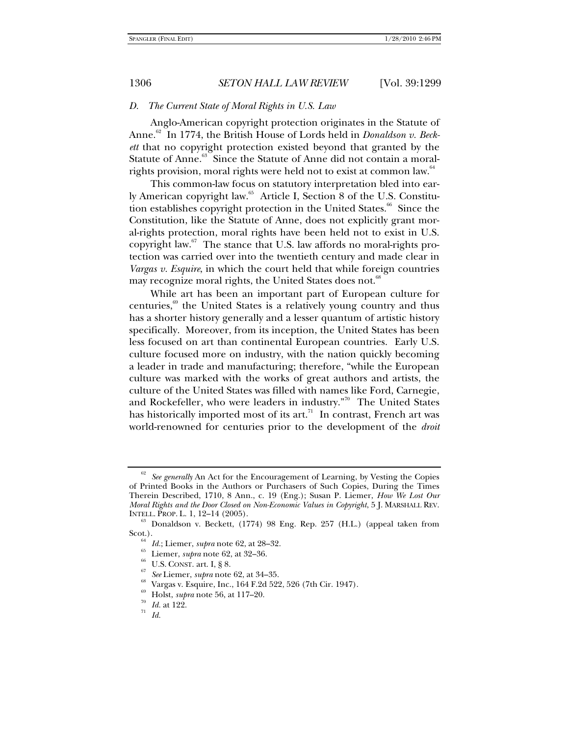### *D. The Current State of Moral Rights in U.S. Law*

Anglo-American copyright protection originates in the Statute of Anne.[62] In 1774, the British House of Lords held in *Donaldson v. Beckett* that no copyright protection existed beyond that granted by the Statute of Anne.[63] Since the Statute of Anne did not contain a moral-rights provision, moral rights were held not to exist at common law.[64]

This common-law focus on statutory interpretation bled into early American copyright law.[65] Article I, Section 8 of the U.S. Constitution establishes copyright protection in the United States.[66] Since the Constitution, like the Statute of Anne, does not explicitly grant moral-rights protection, moral rights have been held not to exist in U.S. copyright law.[67] The stance that U.S. law affords no moral-rights protection was carried over into the twentieth century and made clear in *Vargas v. Esquire*, in which the court held that while foreign countries may recognize moral rights, the United States does not.[68]

While art has been an important part of European culture for centuries,[69] the United States is a relatively young country and thus has a shorter history generally and a lesser quantum of artistic history specifically. Moreover, from its inception, the United States has been less focused on art than continental European countries. Early U.S. culture focused more on industry, with the nation quickly becoming a leader in trade and manufacturing; therefore, "while the European culture was marked with the works of great authors and artists, the culture of the United States was filled with names like Ford, Carnegie, and Rockefeller, who were leaders in industry."[70] The United States has historically imported most of its art.[71] In contrast, French art was world-renowned for centuries prior to the development of the *droit*

---

[62] *See generally* An Act for the Encouragement of Learning, by Vesting the Copies of Printed Books in the Authors or Purchasers of Such Copies, During the Times Therein Described, 1710, 8 Ann., c. 19 (Eng.); Susan P. Liemer, *How We Lost Our Moral Rights and the Door Closed on Non-Economic Values in Copyright*, 5 J. MARSHALL REV. INTELL. PROP. L. 1, 12–14 (2005).

[63] Donaldson v. Beckett, (1774) 98 Eng. Rep. 257 (H.L.) (appeal taken from Scot.).

[64] *Id.*; Liemer, *supra* note 62, at 28–32.

[65] Liemer, *supra* note 62, at 32–36.

[66] U.S. CONST. art. I, § 8.

[67] *See* Liemer, *supra* note 62, at 34–35.

[68] Vargas v. Esquire, Inc., 164 F.2d 522, 526 (7th Cir. 1947).

[69] Holst, *supra* note 56, at 117–20.

[70] *Id.* at 122.

[71] *Id.*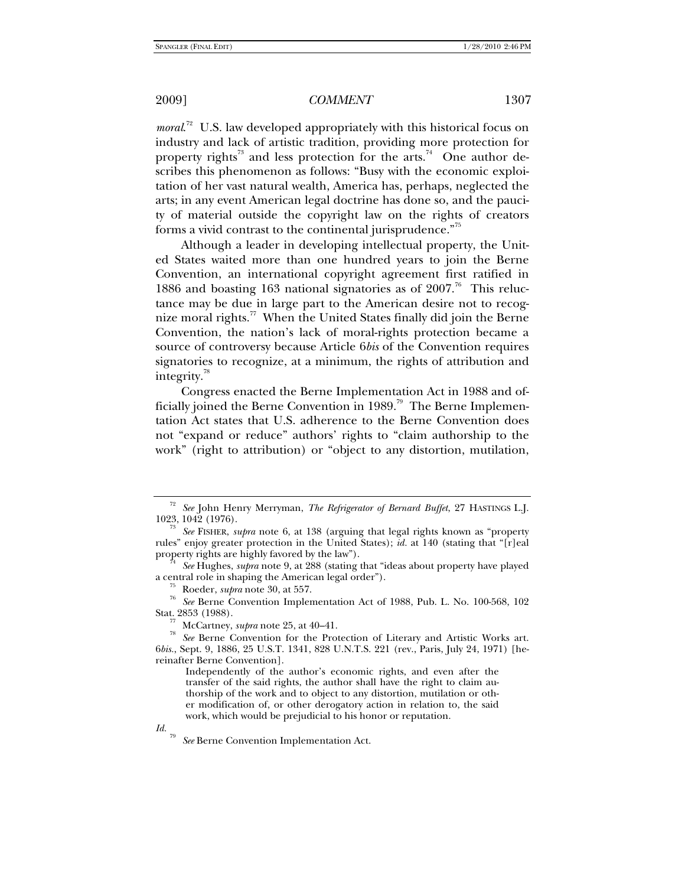*moral*.[72] U.S. law developed appropriately with this historical focus on industry and lack of artistic tradition, providing more protection for property rights[73] and less protection for the arts.[74] One author describes this phenomenon as follows: "Busy with the economic exploitation of her vast natural wealth, America has, perhaps, neglected the arts; in any event American legal doctrine has done so, and the paucity of material outside the copyright law on the rights of creators forms a vivid contrast to the continental jurisprudence."[75]

Although a leader in developing intellectual property, the United States waited more than one hundred years to join the Berne Convention, an international copyright agreement first ratified in 1886 and boasting 163 national signatories as of 2007.[76] This reluctance may be due in large part to the American desire not to recognize moral rights.[77] When the United States finally did join the Berne Convention, the nation's lack of moral-rights protection became a source of controversy because Article 6*bis* of the Convention requires signatories to recognize, at a minimum, the rights of attribution and integrity.[78]

Congress enacted the Berne Implementation Act in 1988 and officially joined the Berne Convention in 1989.[79] The Berne Implementation Act states that U.S. adherence to the Berne Convention does not "expand or reduce" authors' rights to "claim authorship to the work" (right to attribution) or "object to any distortion, mutilation,

---

[72] *See* John Henry Merryman, *The Refrigerator of Bernard Buffet*, 27 HASTINGS L.J. 1023, 1042 (1976).

[73] *See* FISHER, *supra* note 6, at 138 (arguing that legal rights known as "property rules" enjoy greater protection in the United States); *id.* at 140 (stating that "[r]eal property rights are highly favored by the law").

[74] *See* Hughes, *supra* note 9, at 288 (stating that "ideas about property have played a central role in shaping the American legal order").

[75] Roeder, *supra* note 30, at 557.

[76] *See* Berne Convention Implementation Act of 1988, Pub. L. No. 100-568, 102 Stat. 2853 (1988).

[77] McCartney, *supra* note 25, at 40–41.

[78] *See* Berne Convention for the Protection of Literary and Artistic Works art. 6*bis*., Sept. 9, 1886, 25 U.S.T. 1341, 828 U.N.T.S. 221 (rev., Paris, July 24, 1971) [hereinafter Berne Convention].

> Independently of the author's economic rights, and even after the transfer of the said rights, the author shall have the right to claim authorship of the work and to object to any distortion, mutilation or other modification of, or other derogatory action in relation to, the said work, which would be prejudicial to his honor or reputation.

*Id.*

[79] *See* Berne Convention Implementation Act.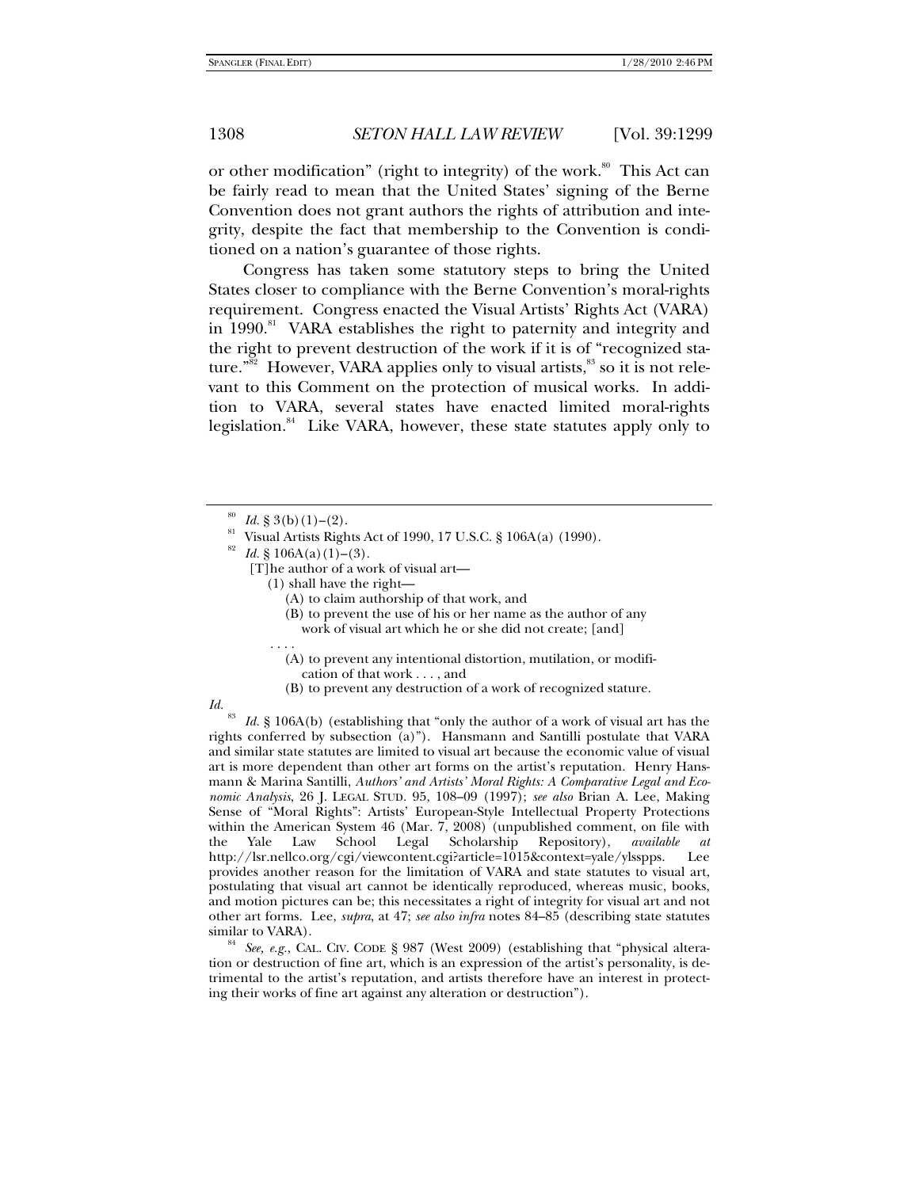or other modification" (right to integrity) of the work.[80] This Act can be fairly read to mean that the United States' signing of the Berne Convention does not grant authors the rights of attribution and integrity, despite the fact that membership to the Convention is conditioned on a nation's guarantee of those rights.

Congress has taken some statutory steps to bring the United States closer to compliance with the Berne Convention's moral-rights requirement. Congress enacted the Visual Artists' Rights Act (VARA) in 1990.[81] VARA establishes the right to paternity and integrity and the right to prevent destruction of the work if it is of "recognized stature."[82] However, VARA applies only to visual artists,[83] so it is not relevant to this Comment on the protection of musical works. In addition to VARA, several states have enacted limited moral-rights legislation.[84] Like VARA, however, these state statutes apply only to

---

[80] *Id.* § 3(b)(1)–(2).

[81] Visual Artists Rights Act of 1990, 17 U.S.C. § 106A(a) (1990).

[82] *Id.* § 106A(a)(1)–(3).

> [T]he author of a work of visual art—
> 
> (1) shall have the right—
> 
> (A) to claim authorship of that work, and
> 
> (B) to prevent the use of his or her name as the author of any work of visual art which he or she did not create; [and]
> 
> . . . .
> 
> (A) to prevent any intentional distortion, mutilation, or modification of that work . . . , and
> 
> (B) to prevent any destruction of a work of recognized stature.

*Id.*

[83] *Id.* § 106A(b) (establishing that "only the author of a work of visual art has the rights conferred by subsection (a)"). Hansmann and Santilli postulate that VARA and similar state statutes are limited to visual art because the economic value of visual art is more dependent than other art forms on the artist's reputation. Henry Hansmann & Marina Santilli, *Authors' and Artists' Moral Rights: A Comparative Legal and Economic Analysis*, 26 J. LEGAL STUD. 95, 108–09 (1997); *see also* Brian A. Lee, Making Sense of "Moral Rights": Artists' European-Style Intellectual Property Protections within the American System 46 (Mar. 7, 2008) (unpublished comment, on file with the Yale Law School Legal Scholarship Repository), *available at* http://lsr.nellco.org/cgi/viewcontent.cgi?article=1015&context=yale/ylsspps. Lee provides another reason for the limitation of VARA and state statutes to visual art, postulating that visual art cannot be identically reproduced, whereas music, books, and motion pictures can be; this necessitates a right of integrity for visual art and not other art forms. Lee, *supra*, at 47; *see also infra* notes 84–85 (describing state statutes similar to VARA).

[84] *See, e.g.*, CAL. CIV. CODE § 987 (West 2009) (establishing that "physical alteration or destruction of fine art, which is an expression of the artist's personality, is detrimental to the artist's reputation, and artists therefore have an interest in protecting their works of fine art against any alteration or destruction").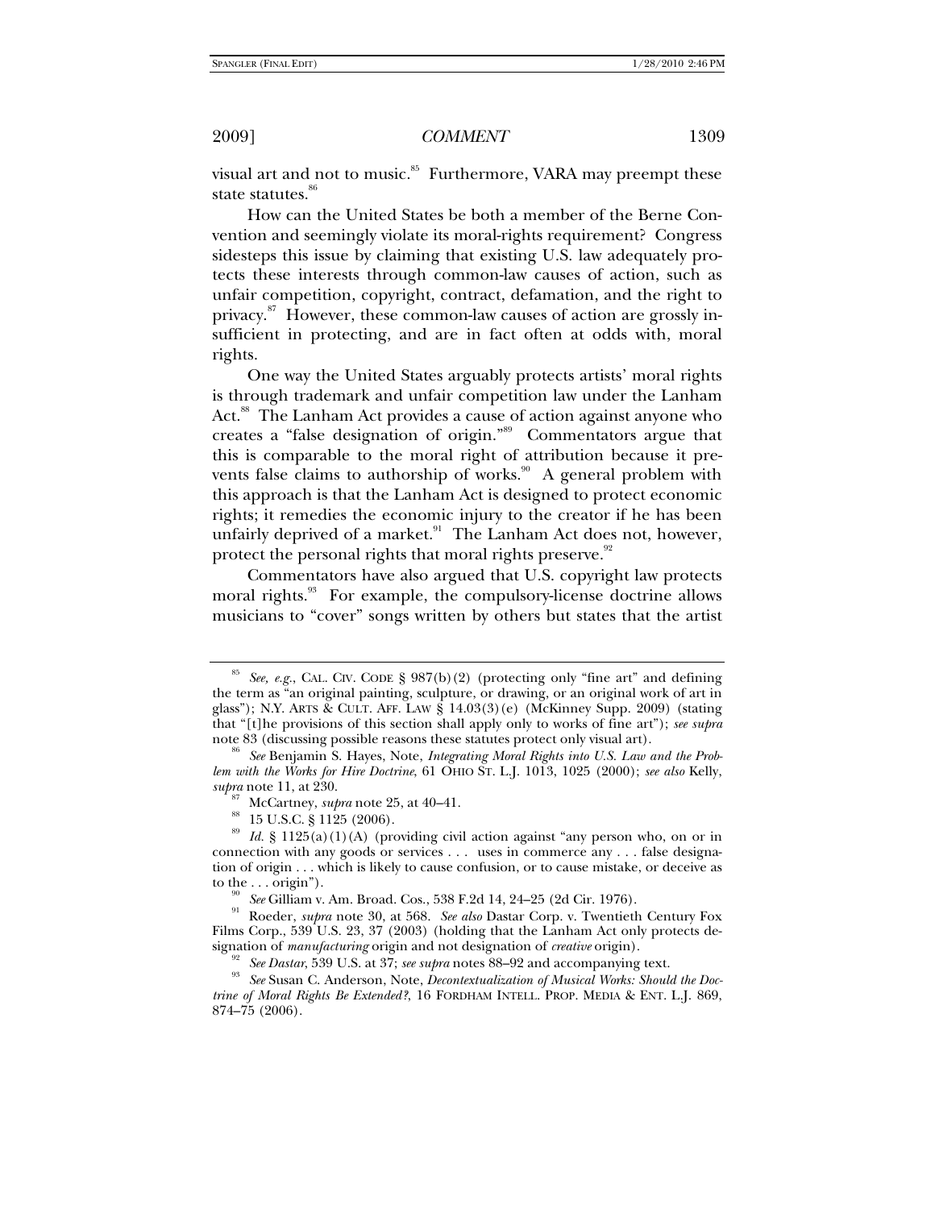visual art and not to music.[85] Furthermore, VARA may preempt these state statutes.[86]

How can the United States be both a member of the Berne Convention and seemingly violate its moral-rights requirement? Congress sidesteps this issue by claiming that existing U.S. law adequately protects these interests through common-law causes of action, such as unfair competition, copyright, contract, defamation, and the right to privacy.[87] However, these common-law causes of action are grossly insufficient in protecting, and are in fact often at odds with, moral rights.

One way the United States arguably protects artists' moral rights is through trademark and unfair competition law under the Lanham Act.[88] The Lanham Act provides a cause of action against anyone who creates a "false designation of origin."[89] Commentators argue that this is comparable to the moral right of attribution because it prevents false claims to authorship of works.[90] A general problem with this approach is that the Lanham Act is designed to protect economic rights; it remedies the economic injury to the creator if he has been unfairly deprived of a market.[91] The Lanham Act does not, however, protect the personal rights that moral rights preserve.[92]

Commentators have also argued that U.S. copyright law protects moral rights.[93] For example, the compulsory-license doctrine allows musicians to "cover" songs written by others but states that the artist

---

[85] *See, e.g.*, CAL. CIV. CODE § 987(b)(2) (protecting only "fine art" and defining the term as "an original painting, sculpture, or drawing, or an original work of art in glass"); N.Y. ARTS & CULT. AFF. LAW § 14.03(3)(e) (McKinney Supp. 2009) (stating that "[t]he provisions of this section shall apply only to works of fine art"); *see supra* note 83 (discussing possible reasons these statutes protect only visual art).

[86] *See* Benjamin S. Hayes, Note, *Integrating Moral Rights into U.S. Law and the Problem with the Works for Hire Doctrine*, 61 OHIO ST. L.J. 1013, 1025 (2000); *see also* Kelly, *supra* note 11, at 230.

[87] McCartney, *supra* note 25, at 40–41.

[88] 15 U.S.C. § 1125 (2006).

[89] *Id.* § 1125(a)(1)(A) (providing civil action against "any person who, on or in connection with any goods or services . . . uses in commerce any . . . false designation of origin . . . which is likely to cause confusion, or to cause mistake, or deceive as to the . . . origin").

[90] *See* Gilliam v. Am. Broad. Cos., 538 F.2d 14, 24–25 (2d Cir. 1976).

[91] Roeder, *supra* note 30, at 568. *See also* Dastar Corp. v. Twentieth Century Fox Films Corp., 539 U.S. 23, 37 (2003) (holding that the Lanham Act only protects designation of *manufacturing* origin and not designation of *creative* origin).

[92] *See Dastar*, 539 U.S. at 37; *see supra* notes 88–92 and accompanying text.

[93] *See* Susan C. Anderson, Note, *Decontextualization of Musical Works: Should the Doctrine of Moral Rights Be Extended?*, 16 FORDHAM INTELL. PROP. MEDIA & ENT. L.J. 869, 874–75 (2006).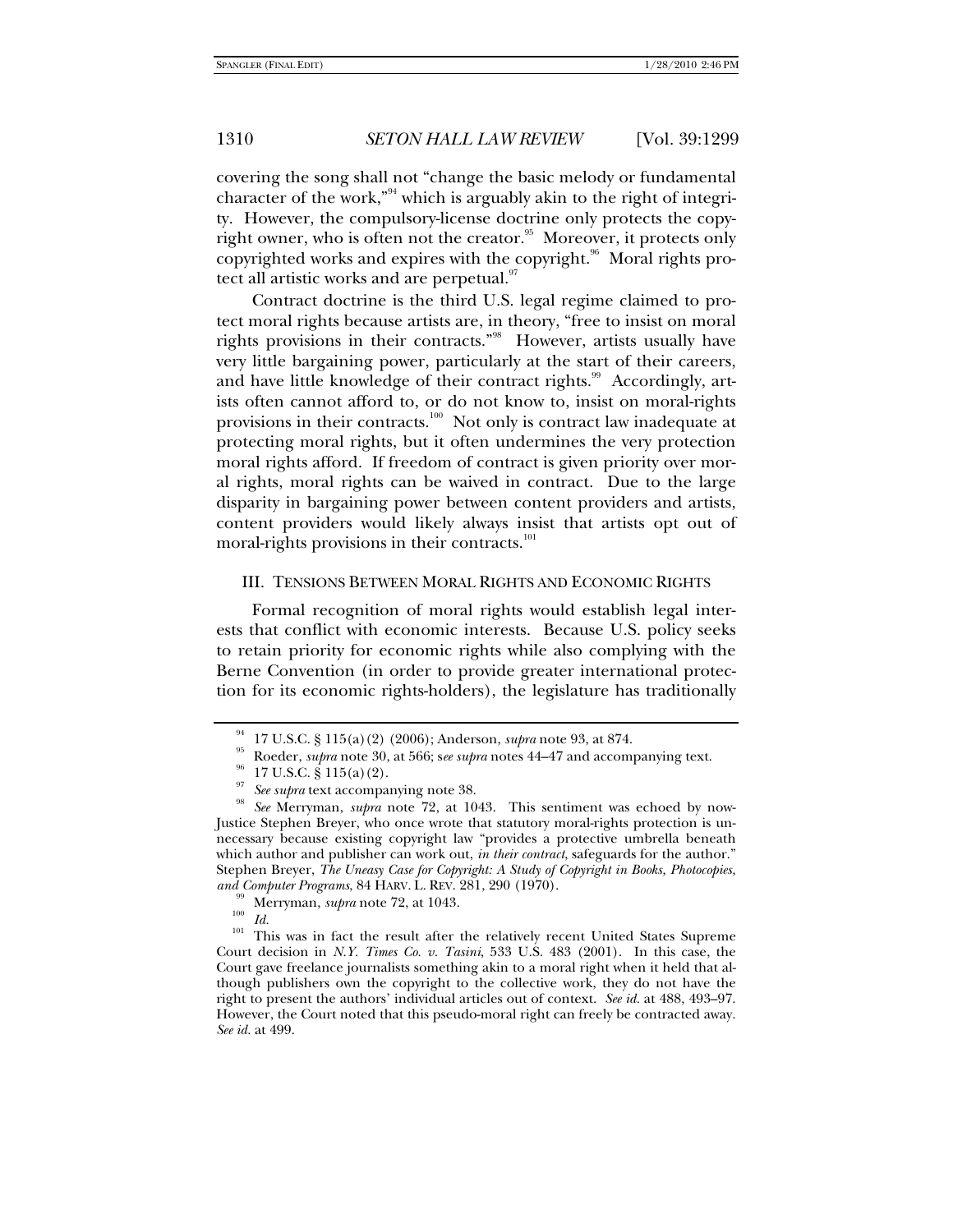covering the song shall not "change the basic melody or fundamental character of the work,"[94] which is arguably akin to the right of integrity. However, the compulsory-license doctrine only protects the copyright owner, who is often not the creator.[95] Moreover, it protects only copyrighted works and expires with the copyright.[96] Moral rights protect all artistic works and are perpetual.[97]

Contract doctrine is the third U.S. legal regime claimed to protect moral rights because artists are, in theory, "free to insist on moral rights provisions in their contracts."[98] However, artists usually have very little bargaining power, particularly at the start of their careers, and have little knowledge of their contract rights.[99] Accordingly, artists often cannot afford to, or do not know to, insist on moral-rights provisions in their contracts.[100] Not only is contract law inadequate at protecting moral rights, but it often undermines the very protection moral rights afford. If freedom of contract is given priority over moral rights, moral rights can be waived in contract. Due to the large disparity in bargaining power between content providers and artists, content providers would likely always insist that artists opt out of moral-rights provisions in their contracts.[101]

## III. TENSIONS BETWEEN MORAL RIGHTS AND ECONOMIC RIGHTS

Formal recognition of moral rights would establish legal interests that conflict with economic interests. Because U.S. policy seeks to retain priority for economic rights while also complying with the Berne Convention (in order to provide greater international protection for its economic rights-holders), the legislature has traditionally

---

[94] 17 U.S.C. § 115(a)(2) (2006); Anderson, *supra* note 93, at 874.

[95] Roeder, *supra* note 30, at 566; s*ee supra* notes 44–47 and accompanying text.

[96] 17 U.S.C. § 115(a)(2).

[97] *See supra* text accompanying note 38.

[98] *See* Merryman, *supra* note 72, at 1043. This sentiment was echoed by now-Justice Stephen Breyer, who once wrote that statutory moral-rights protection is unnecessary because existing copyright law "provides a protective umbrella beneath which author and publisher can work out, *in their contract*, safeguards for the author." Stephen Breyer, *The Uneasy Case for Copyright: A Study of Copyright in Books, Photocopies, and Computer Programs*, 84 HARV. L. REV. 281, 290 (1970).

[99] Merryman, *supra* note 72, at 1043.

[100] *Id.*

[101] This was in fact the result after the relatively recent United States Supreme Court decision in *N.Y. Times Co. v. Tasini*, 533 U.S. 483 (2001). In this case, the Court gave freelance journalists something akin to a moral right when it held that although publishers own the copyright to the collective work, they do not have the right to present the authors' individual articles out of context. *See id.* at 488, 493–97. However, the Court noted that this pseudo-moral right can freely be contracted away. *See id.* at 499.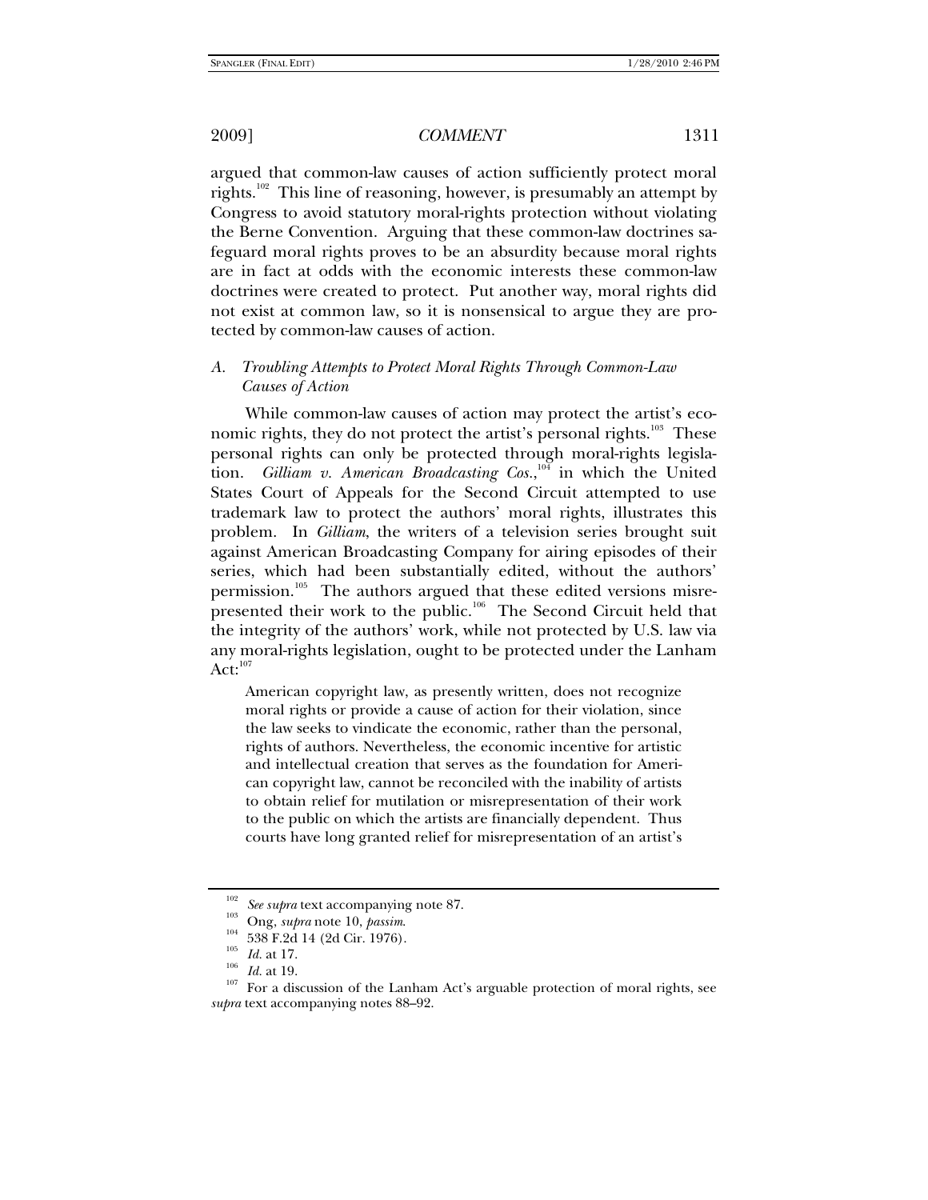argued that common-law causes of action sufficiently protect moral rights.[102] This line of reasoning, however, is presumably an attempt by Congress to avoid statutory moral-rights protection without violating the Berne Convention. Arguing that these common-law doctrines safeguard moral rights proves to be an absurdity because moral rights are in fact at odds with the economic interests these common-law doctrines were created to protect. Put another way, moral rights did not exist at common law, so it is nonsensical to argue they are protected by common-law causes of action.

### *A. Troubling Attempts to Protect Moral Rights Through Common-Law Causes of Action*

While common-law causes of action may protect the artist's economic rights, they do not protect the artist's personal rights.[103] These personal rights can only be protected through moral-rights legislation. *Gilliam v. American Broadcasting Cos.*,[104] in which the United States Court of Appeals for the Second Circuit attempted to use trademark law to protect the authors' moral rights, illustrates this problem. In *Gilliam*, the writers of a television series brought suit against American Broadcasting Company for airing episodes of their series, which had been substantially edited, without the authors' permission.[105] The authors argued that these edited versions misrepresented their work to the public.[106] The Second Circuit held that the integrity of the authors' work, while not protected by U.S. law via any moral-rights legislation, ought to be protected under the Lanham Act:[107]

> American copyright law, as presently written, does not recognize moral rights or provide a cause of action for their violation, since the law seeks to vindicate the economic, rather than the personal, rights of authors. Nevertheless, the economic incentive for artistic and intellectual creation that serves as the foundation for American copyright law, cannot be reconciled with the inability of artists to obtain relief for mutilation or misrepresentation of their work to the public on which the artists are financially dependent. Thus courts have long granted relief for misrepresentation of an artist's

---

[102] *See supra* text accompanying note 87.

[103] Ong, *supra* note 10, *passim*.

[104] 538 F.2d 14 (2d Cir. 1976).

[105] *Id.* at 17.

[106] *Id.* at 19.

[107] For a discussion of the Lanham Act's arguable protection of moral rights, see *supra* text accompanying notes 88–92.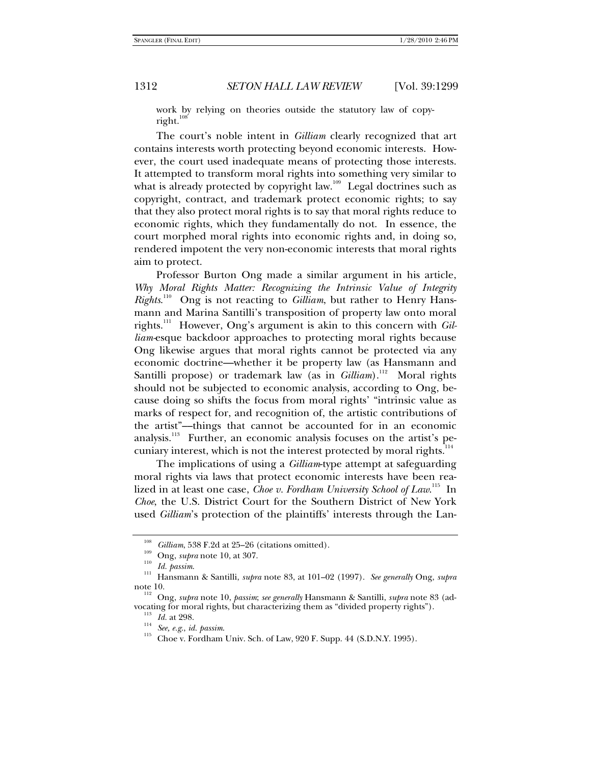work by relying on theories outside the statutory law of copyright.[108]

The court's noble intent in *Gilliam* clearly recognized that art contains interests worth protecting beyond economic interests. However, the court used inadequate means of protecting those interests. It attempted to transform moral rights into something very similar to what is already protected by copyright law.[109] Legal doctrines such as copyright, contract, and trademark protect economic rights; to say that they also protect moral rights is to say that moral rights reduce to economic rights, which they fundamentally do not. In essence, the court morphed moral rights into economic rights and, in doing so, rendered impotent the very non-economic interests that moral rights aim to protect.

Professor Burton Ong made a similar argument in his article, *Why Moral Rights Matter: Recognizing the Intrinsic Value of Integrity Rights*.[110] Ong is not reacting to *Gilliam*, but rather to Henry Hansmann and Marina Santilli's transposition of property law onto moral rights.[111] However, Ong's argument is akin to this concern with *Gilliam*-esque backdoor approaches to protecting moral rights because Ong likewise argues that moral rights cannot be protected via any economic doctrine—whether it be property law (as Hansmann and Santilli propose) or trademark law (as in *Gilliam*).[112] Moral rights should not be subjected to economic analysis, according to Ong, because doing so shifts the focus from moral rights' "intrinsic value as marks of respect for, and recognition of, the artistic contributions of the artist"—things that cannot be accounted for in an economic analysis.[113] Further, an economic analysis focuses on the artist's pecuniary interest, which is not the interest protected by moral rights.[114]

The implications of using a *Gilliam*-type attempt at safeguarding moral rights via laws that protect economic interests have been realized in at least one case, *Choe v. Fordham University School of Law*.[115] In *Choe*, the U.S. District Court for the Southern District of New York used *Gilliam*'s protection of the plaintiffs' interests through the Lan-

---

[108] *Gilliam*, 538 F.2d at 25–26 (citations omitted).

[109] Ong, *supra* note 10, at 307.

[110] *Id. passim*.

[111] Hansmann & Santilli, *supra* note 83, at 101–02 (1997). *See generally* Ong, *supra* note 10.

[112] Ong, *supra* note 10, *passim*; *see generally* Hansmann & Santilli, *supra* note 83 (advocating for moral rights, but characterizing them as "divided property rights").

[113] *Id.* at 298.

[114] *See, e.g.*, *id. passim*.

[115] Choe v. Fordham Univ. Sch. of Law, 920 F. Supp. 44 (S.D.N.Y. 1995).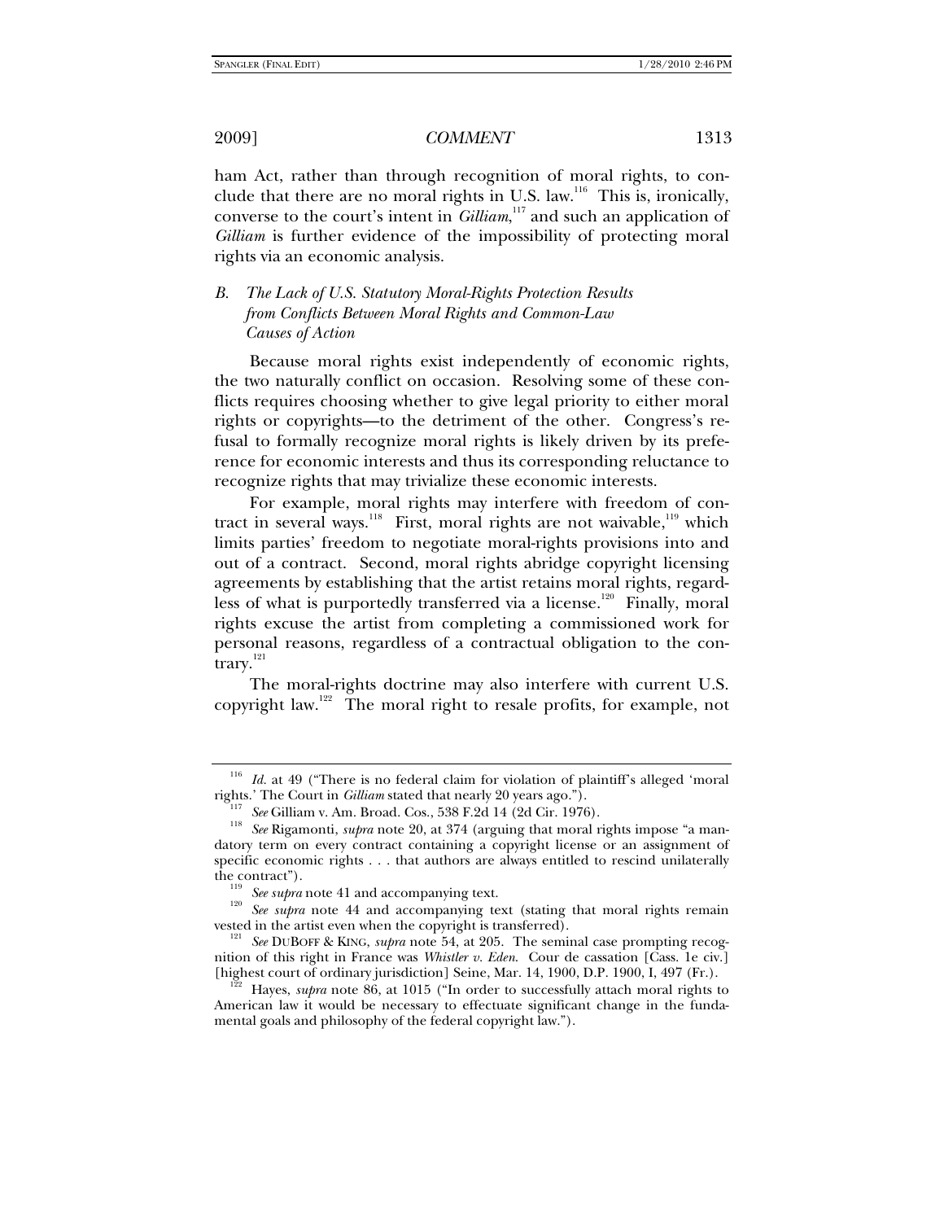ham Act, rather than through recognition of moral rights, to conclude that there are no moral rights in U.S. law.[116] This is, ironically, converse to the court's intent in *Gilliam*,[117] and such an application of *Gilliam* is further evidence of the impossibility of protecting moral rights via an economic analysis.

### *B. The Lack of U.S. Statutory Moral-Rights Protection Results from Conflicts Between Moral Rights and Common-Law Causes of Action*

Because moral rights exist independently of economic rights, the two naturally conflict on occasion. Resolving some of these conflicts requires choosing whether to give legal priority to either moral rights or copyrights—to the detriment of the other. Congress's refusal to formally recognize moral rights is likely driven by its preference for economic interests and thus its corresponding reluctance to recognize rights that may trivialize these economic interests.

For example, moral rights may interfere with freedom of contract in several ways.[118] First, moral rights are not waivable,[119] which limits parties' freedom to negotiate moral-rights provisions into and out of a contract. Second, moral rights abridge copyright licensing agreements by establishing that the artist retains moral rights, regardless of what is purportedly transferred via a license.[120] Finally, moral rights excuse the artist from completing a commissioned work for personal reasons, regardless of a contractual obligation to the contrary.[121]

The moral-rights doctrine may also interfere with current U.S. copyright law.[122] The moral right to resale profits, for example, not

---

[116] *Id.* at 49 ("There is no federal claim for violation of plaintiff's alleged 'moral rights.' The Court in *Gilliam* stated that nearly 20 years ago.").

[117] *See* Gilliam v. Am. Broad. Cos., 538 F.2d 14 (2d Cir. 1976).

[118] *See* Rigamonti, *supra* note 20, at 374 (arguing that moral rights impose "a mandatory term on every contract containing a copyright license or an assignment of specific economic rights . . . that authors are always entitled to rescind unilaterally the contract").

[119] *See supra* note 41 and accompanying text.

[120] *See supra* note 44 and accompanying text (stating that moral rights remain vested in the artist even when the copyright is transferred).

[121] *See* DUBOFF & KING, *supra* note 54, at 205. The seminal case prompting recognition of this right in France was *Whistler v. Eden*. Cour de cassation [Cass. 1e civ.] [highest court of ordinary jurisdiction] Seine, Mar. 14, 1900, D.P. 1900, I, 497 (Fr.).

[122] Hayes, *supra* note 86, at 1015 ("In order to successfully attach moral rights to American law it would be necessary to effectuate significant change in the fundamental goals and philosophy of the federal copyright law.").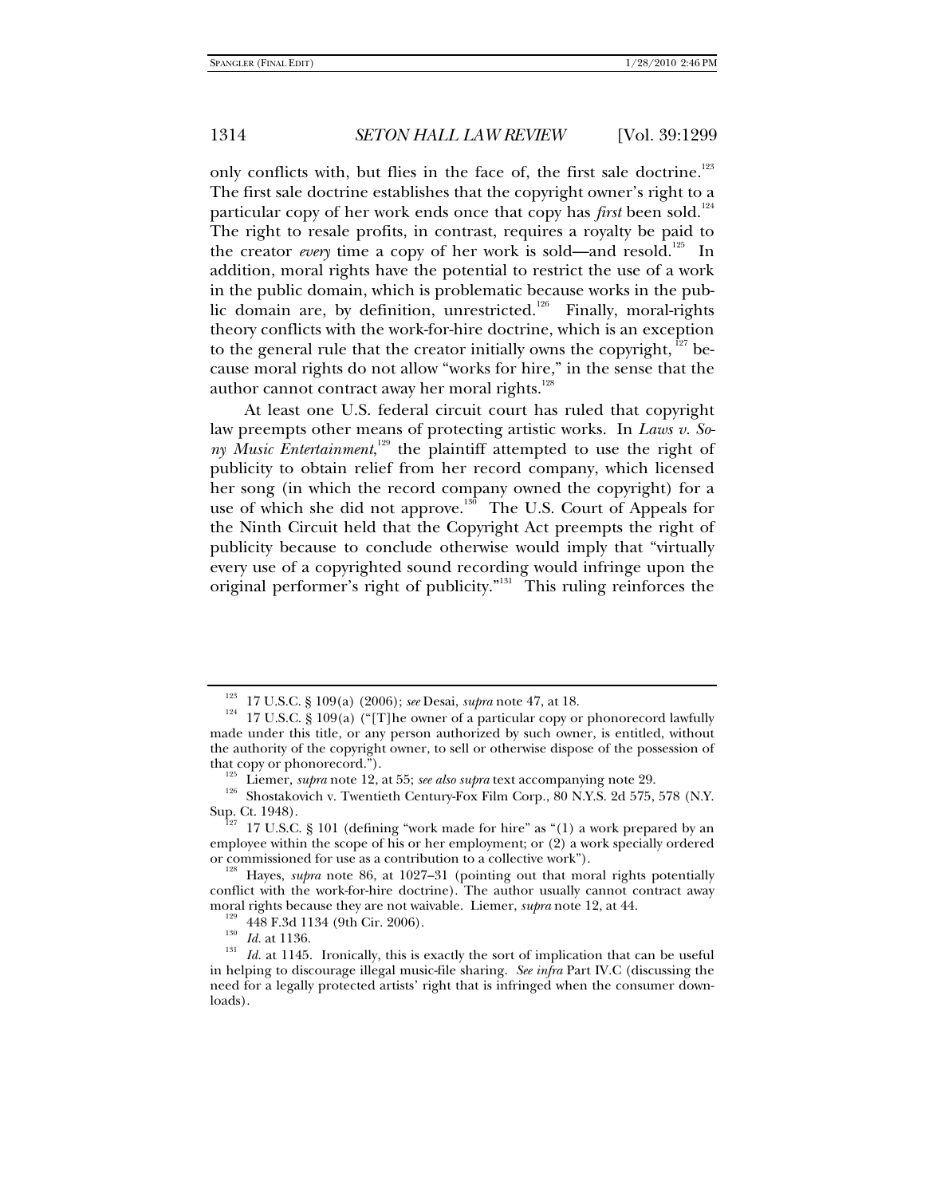only conflicts with, but flies in the face of, the first sale doctrine.[123] The first sale doctrine establishes that the copyright owner's right to a particular copy of her work ends once that copy has *first* been sold.[124] The right to resale profits, in contrast, requires a royalty be paid to the creator *every* time a copy of her work is sold—and resold.[125] In addition, moral rights have the potential to restrict the use of a work in the public domain, which is problematic because works in the public domain are, by definition, unrestricted.[126] Finally, moral-rights theory conflicts with the work-for-hire doctrine, which is an exception to the general rule that the creator initially owns the copyright,[127] because moral rights do not allow "works for hire," in the sense that the author cannot contract away her moral rights.[128]

At least one U.S. federal circuit court has ruled that copyright law preempts other means of protecting artistic works. In *Laws v. Sony Music Entertainment*,[129] the plaintiff attempted to use the right of publicity to obtain relief from her record company, which licensed her song (in which the record company owned the copyright) for a use of which she did not approve.[130] The U.S. Court of Appeals for the Ninth Circuit held that the Copyright Act preempts the right of publicity because to conclude otherwise would imply that "virtually every use of a copyrighted sound recording would infringe upon the original performer's right of publicity."[131] This ruling reinforces the

---

[123] 17 U.S.C. § 109(a) (2006); *see* Desai, *supra* note 47, at 18.

[124] 17 U.S.C. § 109(a) ("[T]he owner of a particular copy or phonorecord lawfully made under this title, or any person authorized by such owner, is entitled, without the authority of the copyright owner, to sell or otherwise dispose of the possession of that copy or phonorecord.").

[125] Liemer*, supra* note 12, at 55; *see also supra* text accompanying note 29.

[126] Shostakovich v. Twentieth Century-Fox Film Corp., 80 N.Y.S. 2d 575, 578 (N.Y. Sup. Ct. 1948).

[127] 17 U.S.C. § 101 (defining "work made for hire" as "(1) a work prepared by an employee within the scope of his or her employment; or (2) a work specially ordered or commissioned for use as a contribution to a collective work").

[128] Hayes, *supra* note 86, at 1027–31 (pointing out that moral rights potentially conflict with the work-for-hire doctrine). The author usually cannot contract away moral rights because they are not waivable. Liemer, *supra* note 12, at 44.

[129] 448 F.3d 1134 (9th Cir. 2006).

[130] *Id.* at 1136.

[131] *Id.* at 1145. Ironically, this is exactly the sort of implication that can be useful in helping to discourage illegal music-file sharing. *See infra* Part IV.C (discussing the need for a legally protected artists' right that is infringed when the consumer downloads).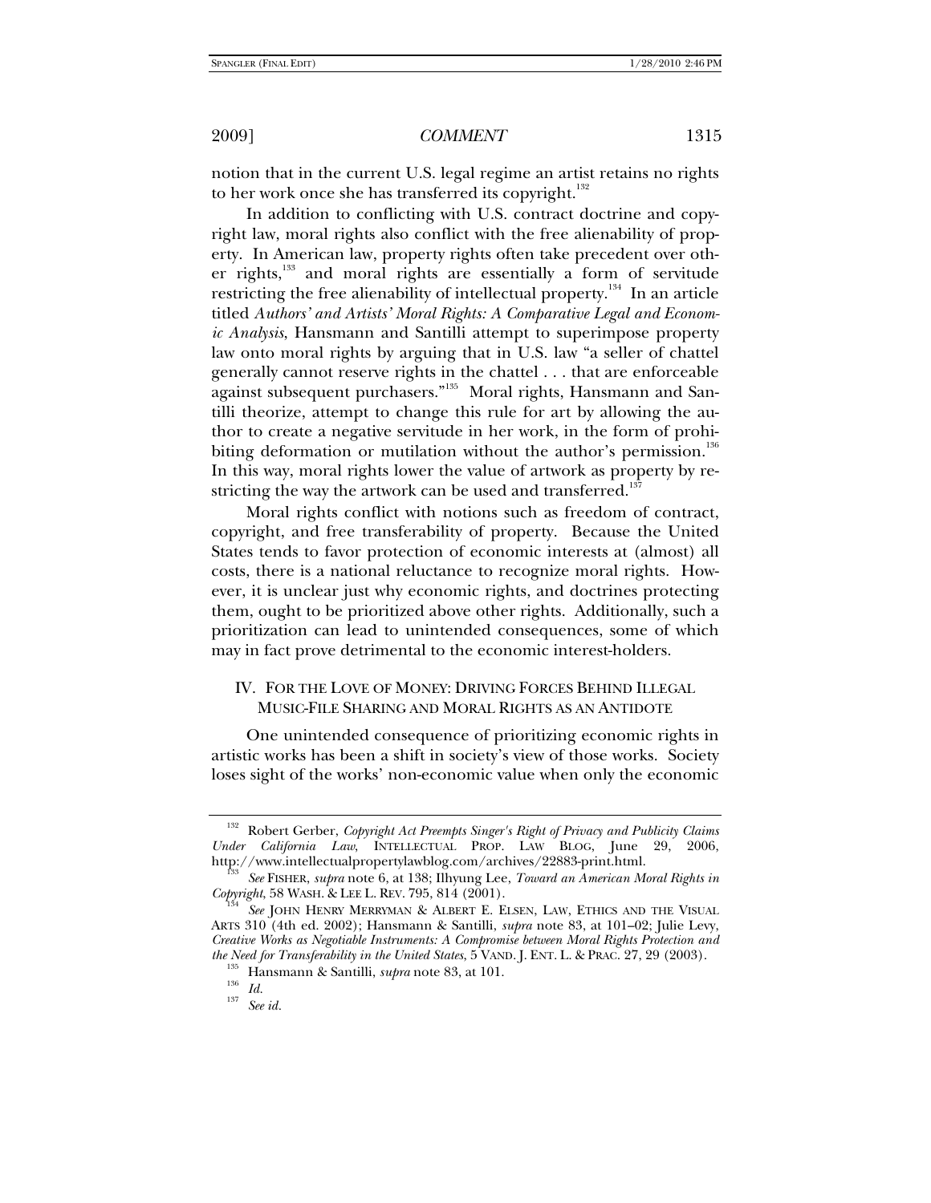notion that in the current U.S. legal regime an artist retains no rights to her work once she has transferred its copyright.[132]

In addition to conflicting with U.S. contract doctrine and copyright law, moral rights also conflict with the free alienability of property. In American law, property rights often take precedent over other rights,[133] and moral rights are essentially a form of servitude restricting the free alienability of intellectual property.[134] In an article titled *Authors' and Artists' Moral Rights: A Comparative Legal and Economic Analysis*, Hansmann and Santilli attempt to superimpose property law onto moral rights by arguing that in U.S. law "a seller of chattel generally cannot reserve rights in the chattel . . . that are enforceable against subsequent purchasers."[135] Moral rights, Hansmann and Santilli theorize, attempt to change this rule for art by allowing the author to create a negative servitude in her work, in the form of prohibiting deformation or mutilation without the author's permission.[136] In this way, moral rights lower the value of artwork as property by restricting the way the artwork can be used and transferred.[137]

Moral rights conflict with notions such as freedom of contract, copyright, and free transferability of property. Because the United States tends to favor protection of economic interests at (almost) all costs, there is a national reluctance to recognize moral rights. However, it is unclear just why economic rights, and doctrines protecting them, ought to be prioritized above other rights. Additionally, such a prioritization can lead to unintended consequences, some of which may in fact prove detrimental to the economic interest-holders.

## IV. FOR THE LOVE OF MONEY: DRIVING FORCES BEHIND ILLEGAL MUSIC-FILE SHARING AND MORAL RIGHTS AS AN ANTIDOTE

One unintended consequence of prioritizing economic rights in artistic works has been a shift in society's view of those works. Society loses sight of the works' non-economic value when only the economic

---

[132] Robert Gerber, *Copyright Act Preempts Singer's Right of Privacy and Publicity Claims Under California Law*, INTELLECTUAL PROP. LAW BLOG, June 29, 2006, http://www.intellectualpropertylawblog.com/archives/22883-print.html.

[133] *See* FISHER, *supra* note 6, at 138; Ilhyung Lee, *Toward an American Moral Rights in Copyright*, 58 WASH. & LEE L. REV. 795, 814 (2001).

[134] *See* JOHN HENRY MERRYMAN & ALBERT E. ELSEN, LAW, ETHICS AND THE VISUAL ARTS 310 (4th ed. 2002); Hansmann & Santilli, *supra* note 83, at 101–02; Julie Levy, *Creative Works as Negotiable Instruments: A Compromise between Moral Rights Protection and the Need for Transferability in the United States*, 5 VAND. J. ENT. L. & PRAC. 27, 29 (2003).

[135] Hansmann & Santilli, *supra* note 83, at 101.

[136] *Id.*

[137] *See id.*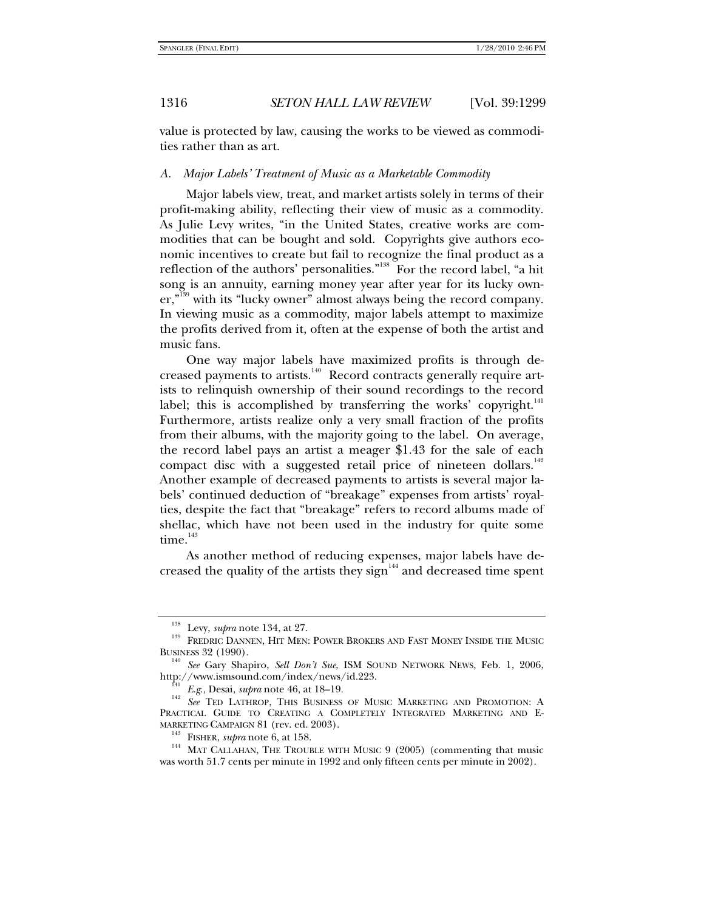value is protected by law, causing the works to be viewed as commodities rather than as art.

### *A. Major Labels' Treatment of Music as a Marketable Commodity*

Major labels view, treat, and market artists solely in terms of their profit-making ability, reflecting their view of music as a commodity. As Julie Levy writes, "in the United States, creative works are commodities that can be bought and sold. Copyrights give authors economic incentives to create but fail to recognize the final product as a reflection of the authors' personalities."[138] For the record label, "a hit song is an annuity, earning money year after year for its lucky owner,"[139] with its "lucky owner" almost always being the record company. In viewing music as a commodity, major labels attempt to maximize the profits derived from it, often at the expense of both the artist and music fans.

One way major labels have maximized profits is through decreased payments to artists.[140] Record contracts generally require artists to relinquish ownership of their sound recordings to the record label; this is accomplished by transferring the works' copyright.[141] Furthermore, artists realize only a very small fraction of the profits from their albums, with the majority going to the label. On average, the record label pays an artist a meager $1.43 for the sale of each compact disc with a suggested retail price of nineteen dollars.[142] Another example of decreased payments to artists is several major labels' continued deduction of "breakage" expenses from artists' royalties, despite the fact that "breakage" refers to record albums made of shellac, which have not been used in the industry for quite some time.[143]

As another method of reducing expenses, major labels have decreased the quality of the artists they sign[144] and decreased time spent

---

[138] Levy, *supra* note 134, at 27.

[139] FREDRIC DANNEN, HIT MEN: POWER BROKERS AND FAST MONEY INSIDE THE MUSIC BUSINESS 32 (1990).

[140] *See* Gary Shapiro, *Sell Don't Sue*, ISM SOUND NETWORK NEWS, Feb. 1, 2006, http://www.ismsound.com/index/news/id.223.

[141] *E.g.*, Desai, *supra* note 46, at 18–19.

[142] *See* TED LATHROP, THIS BUSINESS OF MUSIC MARKETING AND PROMOTION: A PRACTICAL GUIDE TO CREATING A COMPLETELY INTEGRATED MARKETING AND E-MARKETING CAMPAIGN 81 (rev. ed. 2003).

[143] FISHER, *supra* note 6, at 158.

[144] MAT CALLAHAN, THE TROUBLE WITH MUSIC 9 (2005) (commenting that music was worth 51.7 cents per minute in 1992 and only fifteen cents per minute in 2002).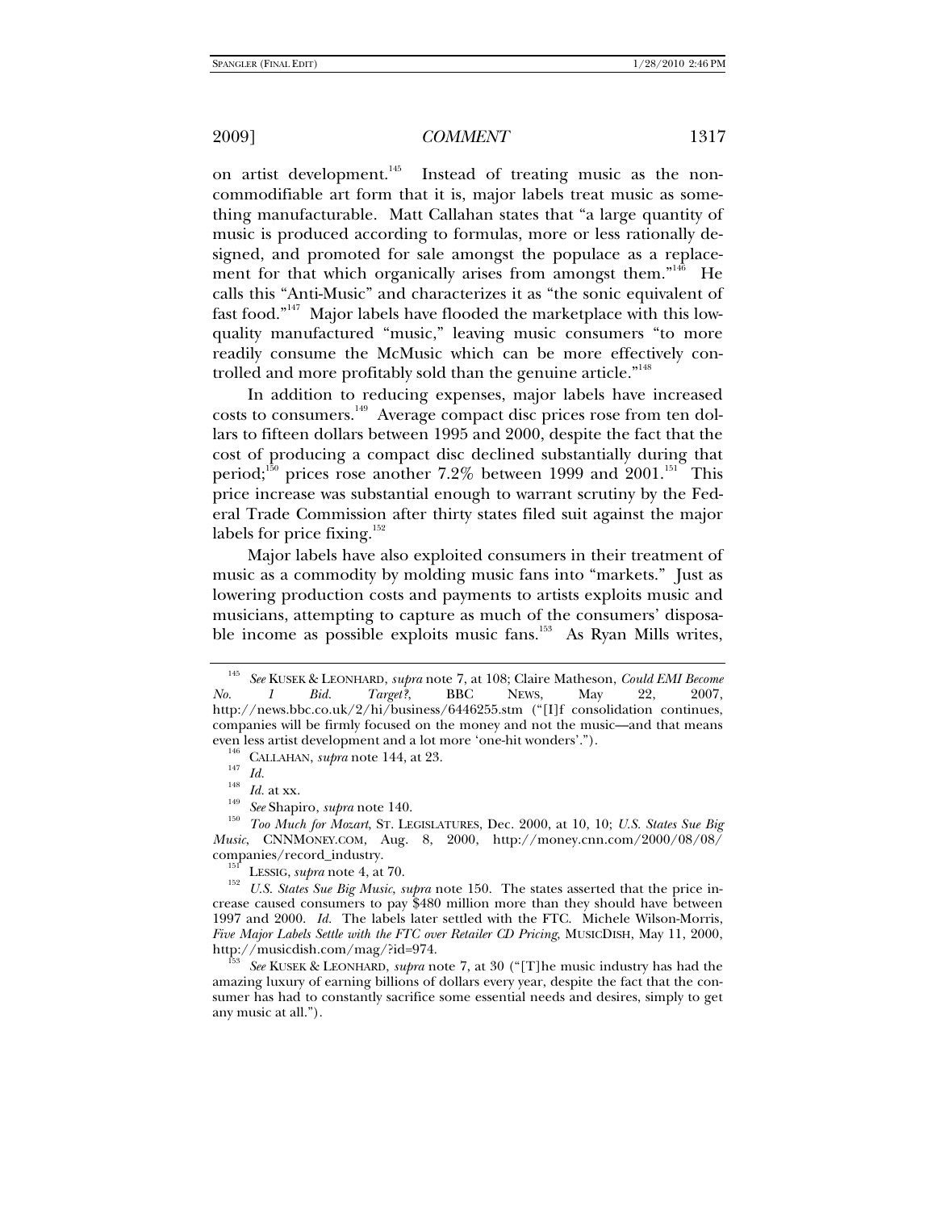on artist development.[145] Instead of treating music as the non-commodifiable art form that it is, major labels treat music as something manufacturable. Matt Callahan states that "a large quantity of music is produced according to formulas, more or less rationally designed, and promoted for sale amongst the populace as a replacement for that which organically arises from amongst them."[146] He calls this "Anti-Music" and characterizes it as "the sonic equivalent of fast food."[147] Major labels have flooded the marketplace with this low-quality manufactured "music," leaving music consumers "to more readily consume the McMusic which can be more effectively controlled and more profitably sold than the genuine article."[148]

In addition to reducing expenses, major labels have increased costs to consumers.[149] Average compact disc prices rose from ten dollars to fifteen dollars between 1995 and 2000, despite the fact that the cost of producing a compact disc declined substantially during that period;[150] prices rose another 7.2% between 1999 and 2001.[151] This price increase was substantial enough to warrant scrutiny by the Federal Trade Commission after thirty states filed suit against the major labels for price fixing.[152]

Major labels have also exploited consumers in their treatment of music as a commodity by molding music fans into "markets." Just as lowering production costs and payments to artists exploits music and musicians, attempting to capture as much of the consumers' disposable income as possible exploits music fans.[153] As Ryan Mills writes,

---

[145] *See* KUSEK & LEONHARD, *supra* note 7, at 108; Claire Matheson, *Could EMI Become No. 1 Bid. Target?*, BBC NEWS, May 22, 2007, http://news.bbc.co.uk/2/hi/business/6446255.stm ("[I]f consolidation continues, companies will be firmly focused on the money and not the music—and that means even less artist development and a lot more 'one-hit wonders'.").

[146] CALLAHAN, *supra* note 144, at 23.

[147] *Id.*

[148] *Id.* at xx.

[149] *See* Shapiro, *supra* note 140.

[150] *Too Much for Mozart*, ST. LEGISLATURES, Dec. 2000, at 10, 10; *U.S. States Sue Big Music*, CNNMONEY.COM, Aug. 8, 2000, http://money.cnn.com/2000/08/08/companies/record_industry.

[151] LESSIG, *supra* note 4, at 70.

[152] *U.S. States Sue Big Music*, *supra* note 150. The states asserted that the price increase caused consumers to pay $480 million more than they should have between 1997 and 2000. *Id.* The labels later settled with the FTC. Michele Wilson-Morris, *Five Major Labels Settle with the FTC over Retailer CD Pricing*, MUSICDISH, May 11, 2000, http://musicdish.com/mag/?id=974.

[153] *See* KUSEK & LEONHARD, *supra* note 7, at 30 ("[T]he music industry has had the amazing luxury of earning billions of dollars every year, despite the fact that the consumer has had to constantly sacrifice some essential needs and desires, simply to get any music at all.").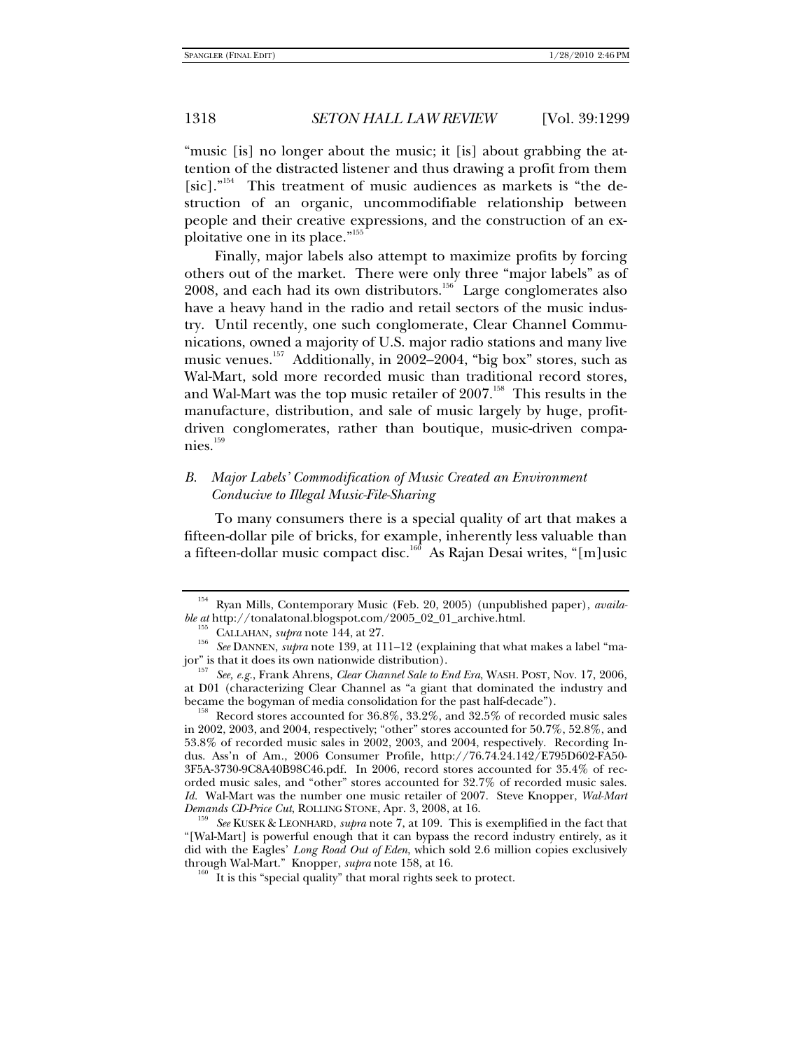"music [is] no longer about the music; it [is] about grabbing the attention of the distracted listener and thus drawing a profit from them [sic]."[154] This treatment of music audiences as markets is "the destruction of an organic, uncommodifiable relationship between people and their creative expressions, and the construction of an exploitative one in its place."[155]

Finally, major labels also attempt to maximize profits by forcing others out of the market. There were only three "major labels" as of 2008, and each had its own distributors.[156] Large conglomerates also have a heavy hand in the radio and retail sectors of the music industry. Until recently, one such conglomerate, Clear Channel Communications, owned a majority of U.S. major radio stations and many live music venues.[157] Additionally, in 2002–2004, "big box" stores, such as Wal-Mart, sold more recorded music than traditional record stores, and Wal-Mart was the top music retailer of 2007.[158] This results in the manufacture, distribution, and sale of music largely by huge, profit-driven conglomerates, rather than boutique, music-driven companies.[159]

### *B. Major Labels' Commodification of Music Created an Environment Conducive to Illegal Music-File-Sharing*

To many consumers there is a special quality of art that makes a fifteen-dollar pile of bricks, for example, inherently less valuable than a fifteen-dollar music compact disc.[160] As Rajan Desai writes, "[m]usic

---

[154] Ryan Mills, Contemporary Music (Feb. 20, 2005) (unpublished paper), *available at* http://tonalatonal.blogspot.com/2005_02_01_archive.html.

[155] CALLAHAN, *supra* note 144, at 27.

[156] *See* DANNEN, *supra* note 139, at 111–12 (explaining that what makes a label "major" is that it does its own nationwide distribution).

[157] *See, e.g.*, Frank Ahrens, *Clear Channel Sale to End Era*, WASH. POST, Nov. 17, 2006, at D01 (characterizing Clear Channel as "a giant that dominated the industry and became the bogyman of media consolidation for the past half-decade").

[158] Record stores accounted for 36.8%, 33.2%, and 32.5% of recorded music sales in 2002, 2003, and 2004, respectively; "other" stores accounted for 50.7%, 52.8%, and 53.8% of recorded music sales in 2002, 2003, and 2004, respectively. Recording Indus. Ass'n of Am., 2006 Consumer Profile, http://76.74.24.142/E795D602-FA50-3F5A-3730-9C8A40B98C46.pdf. In 2006, record stores accounted for 35.4% of recorded music sales, and "other" stores accounted for 32.7% of recorded music sales. *Id.* Wal-Mart was the number one music retailer of 2007. Steve Knopper, *Wal-Mart Demands CD-Price Cut*, ROLLING STONE, Apr. 3, 2008, at 16.

[159] *See* KUSEK & LEONHARD, *supra* note 7, at 109. This is exemplified in the fact that "[Wal-Mart] is powerful enough that it can bypass the record industry entirely, as it did with the Eagles' *Long Road Out of Eden*, which sold 2.6 million copies exclusively through Wal-Mart." Knopper, *supra* note 158, at 16.

[160] It is this "special quality" that moral rights seek to protect.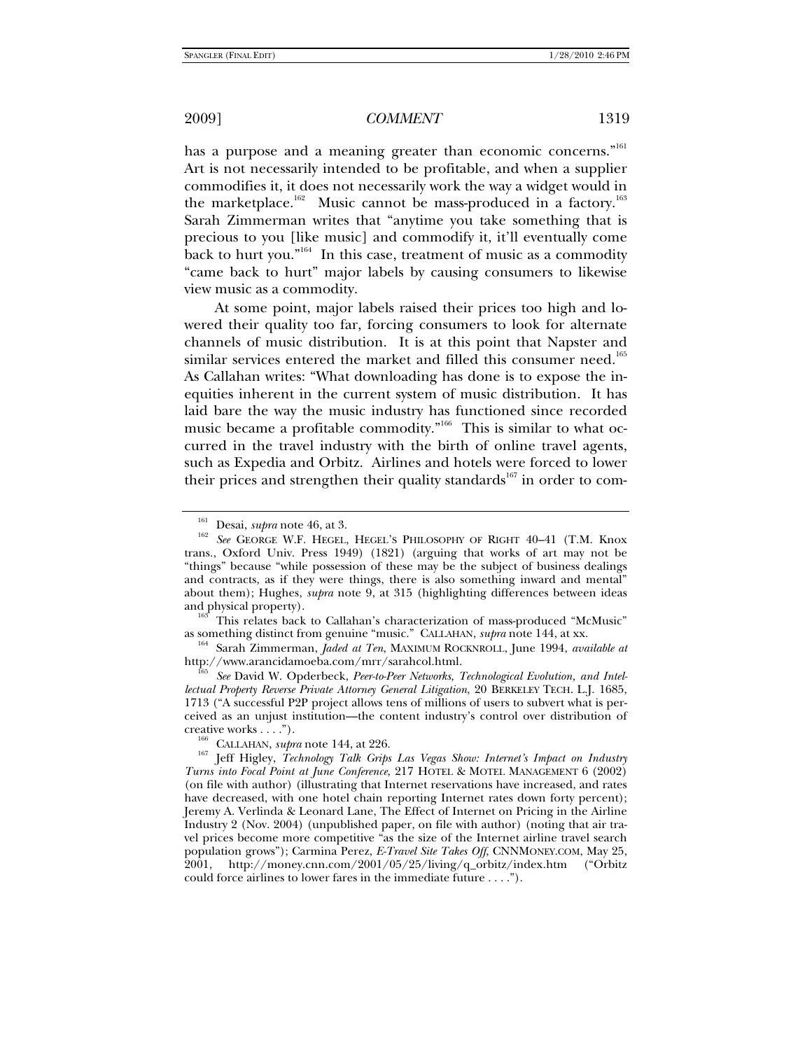has a purpose and a meaning greater than economic concerns."[161] Art is not necessarily intended to be profitable, and when a supplier commodifies it, it does not necessarily work the way a widget would in the marketplace.[162] Music cannot be mass-produced in a factory.[163] Sarah Zimmerman writes that "anytime you take something that is precious to you [like music] and commodify it, it'll eventually come back to hurt you."[164] In this case, treatment of music as a commodity "came back to hurt" major labels by causing consumers to likewise view music as a commodity.

At some point, major labels raised their prices too high and lowered their quality too far, forcing consumers to look for alternate channels of music distribution. It is at this point that Napster and similar services entered the market and filled this consumer need.[165] As Callahan writes: "What downloading has done is to expose the inequities inherent in the current system of music distribution. It has laid bare the way the music industry has functioned since recorded music became a profitable commodity."[166] This is similar to what occurred in the travel industry with the birth of online travel agents, such as Expedia and Orbitz. Airlines and hotels were forced to lower their prices and strengthen their quality standards[167] in order to com-

---

[161] Desai, *supra* note 46, at 3.

[162] *See* GEORGE W.F. HEGEL, HEGEL'S PHILOSOPHY OF RIGHT 40–41 (T.M. Knox trans., Oxford Univ. Press 1949) (1821) (arguing that works of art may not be "things" because "while possession of these may be the subject of business dealings and contracts, as if they were things, there is also something inward and mental" about them); Hughes, *supra* note 9, at 315 (highlighting differences between ideas and physical property).

[163] This relates back to Callahan's characterization of mass-produced "McMusic" as something distinct from genuine "music." CALLAHAN, *supra* note 144, at xx.

[164] Sarah Zimmerman, *Jaded at Ten*, MAXIMUM ROCKNROLL, June 1994, *available at* http://www.arancidamoeba.com/mrr/sarahcol.html.

[165] *See* David W. Opderbeck, *Peer-to-Peer Networks, Technological Evolution, and Intellectual Property Reverse Private Attorney General Litigation*, 20 BERKELEY TECH. L.J. 1685, 1713 ("A successful P2P project allows tens of millions of users to subvert what is perceived as an unjust institution—the content industry's control over distribution of creative works . . . .").

[166] CALLAHAN, *supra* note 144, at 226.

[167] Jeff Higley, *Technology Talk Grips Las Vegas Show: Internet's Impact on Industry Turns into Focal Point at June Conference*, 217 HOTEL & MOTEL MANAGEMENT 6 (2002) (on file with author) (illustrating that Internet reservations have increased, and rates have decreased, with one hotel chain reporting Internet rates down forty percent); Jeremy A. Verlinda & Leonard Lane, The Effect of Internet on Pricing in the Airline Industry 2 (Nov. 2004) (unpublished paper, on file with author) (noting that air travel prices become more competitive "as the size of the Internet airline travel search population grows"); Carmina Perez, *E-Travel Site Takes Off*, CNNMONEY.COM, May 25, 2001, http://money.cnn.com/2001/05/25/living/q_orbitz/index.htm ("Orbitz could force airlines to lower fares in the immediate future . . . .").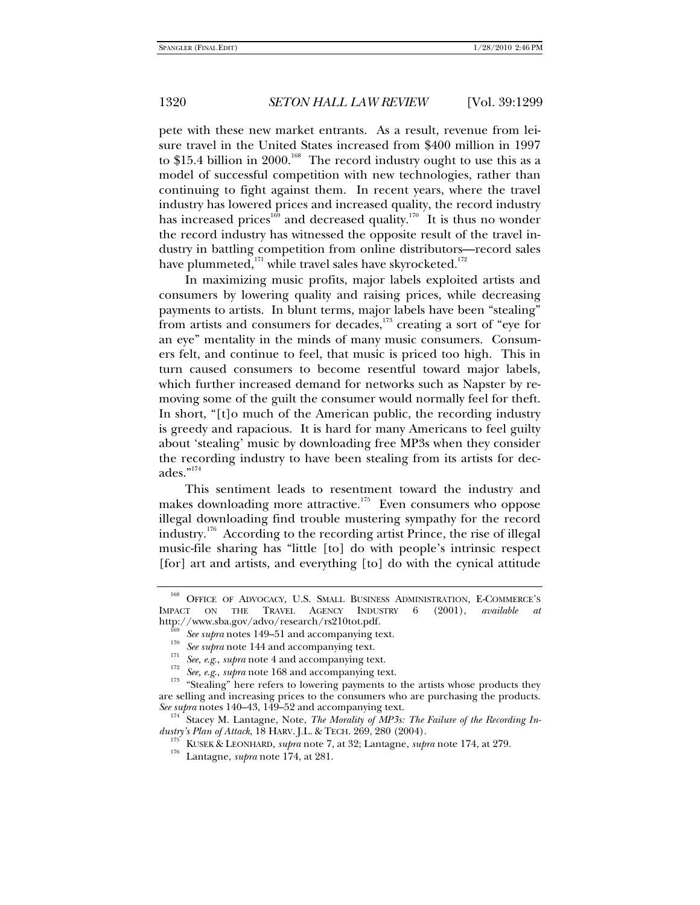pete with these new market entrants. As a result, revenue from leisure travel in the United States increased from $400 million in 1997 to $15.4 billion in 2000.[168] The record industry ought to use this as a model of successful competition with new technologies, rather than continuing to fight against them. In recent years, where the travel industry has lowered prices and increased quality, the record industry has increased prices[169] and decreased quality.[170] It is thus no wonder the record industry has witnessed the opposite result of the travel industry in battling competition from online distributors—record sales have plummeted,[171] while travel sales have skyrocketed.[172]

In maximizing music profits, major labels exploited artists and consumers by lowering quality and raising prices, while decreasing payments to artists. In blunt terms, major labels have been "stealing" from artists and consumers for decades,[173] creating a sort of "eye for an eye" mentality in the minds of many music consumers. Consumers felt, and continue to feel, that music is priced too high. This in turn caused consumers to become resentful toward major labels, which further increased demand for networks such as Napster by removing some of the guilt the consumer would normally feel for theft. In short, "[t]o much of the American public, the recording industry is greedy and rapacious. It is hard for many Americans to feel guilty about 'stealing' music by downloading free MP3s when they consider the recording industry to have been stealing from its artists for decades."[174]

This sentiment leads to resentment toward the industry and makes downloading more attractive.[175] Even consumers who oppose illegal downloading find trouble mustering sympathy for the record industry.[176] According to the recording artist Prince, the rise of illegal music-file sharing has "little [to] do with people's intrinsic respect [for] art and artists, and everything [to] do with the cynical attitude

---

[168] OFFICE OF ADVOCACY, U.S. SMALL BUSINESS ADMINISTRATION, E-COMMERCE'S IMPACT ON THE TRAVEL AGENCY INDUSTRY 6 (2001), *available at* http://www.sba.gov/advo/research/rs210tot.pdf.

[169] *See supra* notes 149–51 and accompanying text.

[170] *See supra* note 144 and accompanying text.

[171] *See, e.g.*, *supra* note 4 and accompanying text.

[172] *See, e.g.*, *supra* note 168 and accompanying text.

[173] "Stealing" here refers to lowering payments to the artists whose products they are selling and increasing prices to the consumers who are purchasing the products. *See supra* notes 140–43, 149–52 and accompanying text.

[174] Stacey M. Lantagne, Note, *The Morality of MP3s: The Failure of the Recording Industry's Plan of Attack*, 18 HARV. J.L. & TECH. 269, 280 (2004).

[175] KUSEK & LEONHARD, *supra* note 7, at 32; Lantagne, *supra* note 174, at 279.

[176] Lantagne, *supra* note 174, at 281.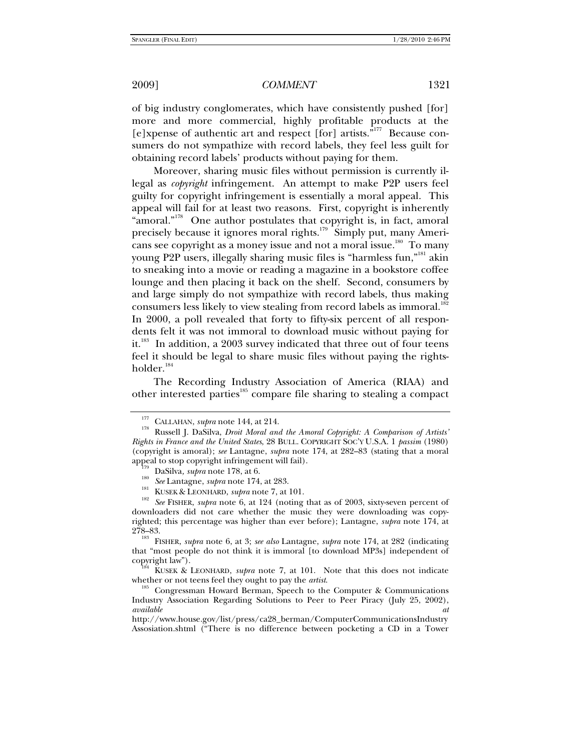of big industry conglomerates, which have consistently pushed [for] more and more commercial, highly profitable products at the [e]xpense of authentic art and respect [for] artists."[177] Because consumers do not sympathize with record labels, they feel less guilt for obtaining record labels' products without paying for them.

Moreover, sharing music files without permission is currently illegal as *copyright* infringement. An attempt to make P2P users feel guilty for copyright infringement is essentially a moral appeal. This appeal will fail for at least two reasons. First, copyright is inherently "amoral."[178] One author postulates that copyright is, in fact, amoral precisely because it ignores moral rights.[179] Simply put, many Americans see copyright as a money issue and not a moral issue.[180] To many young P2P users, illegally sharing music files is "harmless fun,"[181] akin to sneaking into a movie or reading a magazine in a bookstore coffee lounge and then placing it back on the shelf. Second, consumers by and large simply do not sympathize with record labels, thus making consumers less likely to view stealing from record labels as immoral.[182] In 2000, a poll revealed that forty to fifty-six percent of all respondents felt it was not immoral to download music without paying for it.[183] In addition, a 2003 survey indicated that three out of four teens feel it should be legal to share music files without paying the rights-holder.[184]

The Recording Industry Association of America (RIAA) and other interested parties[185] compare file sharing to stealing a compact

---

[177] CALLAHAN, *supra* note 144, at 214.

[178] Russell J. DaSilva, *Droit Moral and the Amoral Copyright: A Comparison of Artists' Rights in France and the United States*, 28 BULL. COPYRIGHT SOC'Y U.S.A. 1 *passim* (1980) (copyright is amoral); *see* Lantagne, *supra* note 174, at 282–83 (stating that a moral appeal to stop copyright infringement will fail).

[179] DaSilva, *supra* note 178, at 6.

[180] *See* Lantagne, *supra* note 174, at 283.

[181] KUSEK & LEONHARD, *supra* note 7, at 101.

[182] *See* FISHER, *supra* note 6, at 124 (noting that as of 2003, sixty-seven percent of downloaders did not care whether the music they were downloading was copyrighted; this percentage was higher than ever before); Lantagne, *supra* note 174, at 278–83.

[183] FISHER, *supra* note 6, at 3; *see also* Lantagne, *supra* note 174, at 282 (indicating that "most people do not think it is immoral [to download MP3s] independent of copyright law").

[184] KUSEK & LEONHARD, *supra* note 7, at 101. Note that this does not indicate whether or not teens feel they ought to pay the *artist*.

[185] Congressman Howard Berman, Speech to the Computer & Communications Industry Association Regarding Solutions to Peer to Peer Piracy (July 25, 2002), *available at* http://www.house.gov/list/press/ca28_berman/ComputerCommunicationsIndustryAssosiation.shtml ("There is no difference between pocketing a CD in a Tower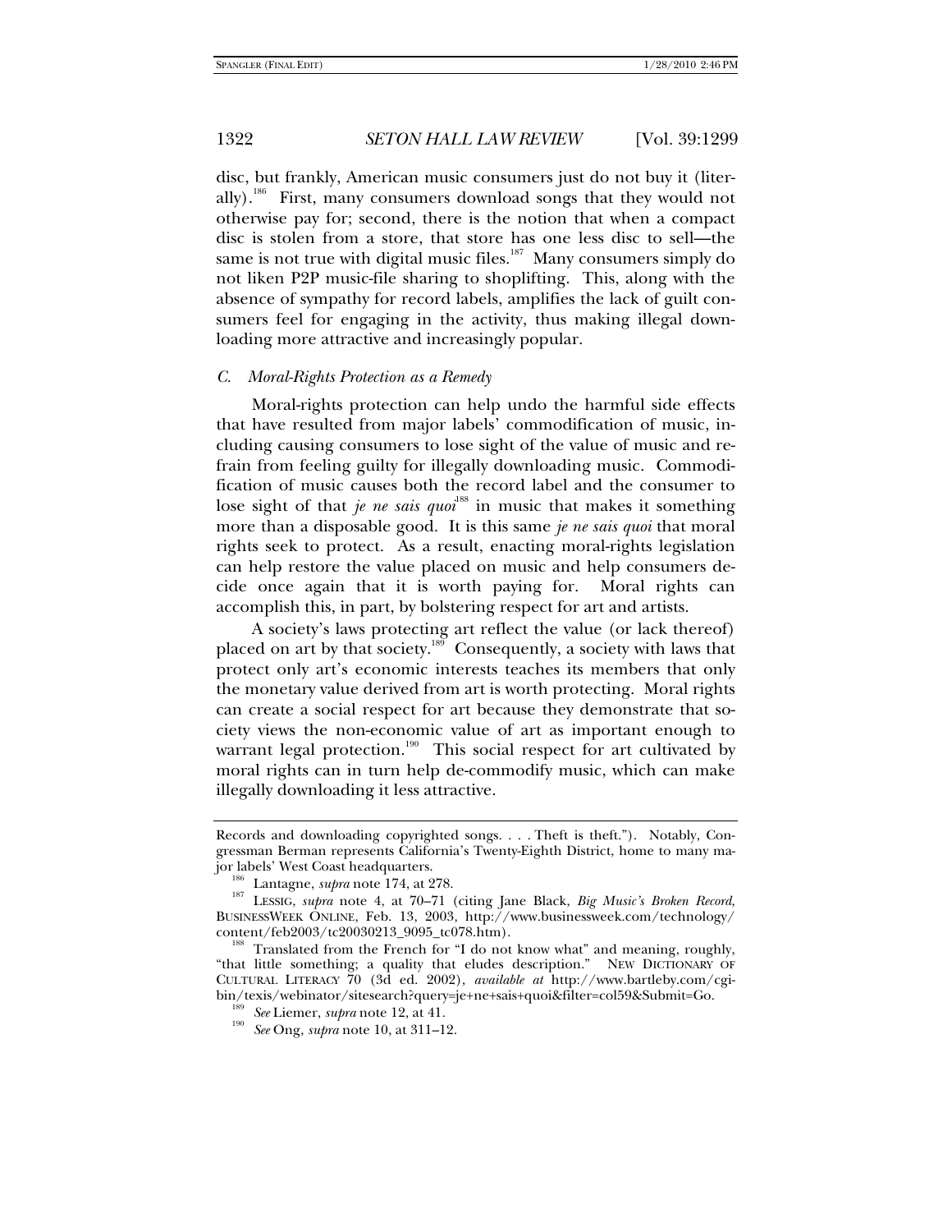disc, but frankly, American music consumers just do not buy it (literally).[186] First, many consumers download songs that they would not otherwise pay for; second, there is the notion that when a compact disc is stolen from a store, that store has one less disc to sell—the same is not true with digital music files.[187] Many consumers simply do not liken P2P music-file sharing to shoplifting. This, along with the absence of sympathy for record labels, amplifies the lack of guilt consumers feel for engaging in the activity, thus making illegal downloading more attractive and increasingly popular.

### *C. Moral-Rights Protection as a Remedy*

Moral-rights protection can help undo the harmful side effects that have resulted from major labels' commodification of music, including causing consumers to lose sight of the value of music and refrain from feeling guilty for illegally downloading music. Commodification of music causes both the record label and the consumer to lose sight of that *je ne sais quoi*[188] in music that makes it something more than a disposable good. It is this same *je ne sais quoi* that moral rights seek to protect. As a result, enacting moral-rights legislation can help restore the value placed on music and help consumers decide once again that it is worth paying for. Moral rights can accomplish this, in part, by bolstering respect for art and artists.

A society's laws protecting art reflect the value (or lack thereof) placed on art by that society.[189] Consequently, a society with laws that protect only art's economic interests teaches its members that only the monetary value derived from art is worth protecting. Moral rights can create a social respect for art because they demonstrate that society views the non-economic value of art as important enough to warrant legal protection.[190] This social respect for art cultivated by moral rights can in turn help de-commodify music, which can make illegally downloading it less attractive.

---

Records and downloading copyrighted songs. . . . Theft is theft."). Notably, Congressman Berman represents California's Twenty-Eighth District, home to many major labels' West Coast headquarters.

[186] Lantagne, *supra* note 174, at 278.

[187] LESSIG, *supra* note 4, at 70–71 (citing Jane Black, *Big Music's Broken Record*, BUSINESSWEEK ONLINE, Feb. 13, 2003, http://www.businessweek.com/technology/content/feb2003/tc20030213_9095_tc078.htm).

[188] Translated from the French for "I do not know what" and meaning, roughly, "that little something; a quality that eludes description." NEW DICTIONARY OF CULTURAL LITERACY 70 (3d ed. 2002), *available at* http://www.bartleby.com/cgi-bin/texis/webinator/sitesearch?query=je+ne+sais+quoi&filter=col59&Submit=Go.

[189] *See* Liemer, *supra* note 12, at 41.

[190] *See* Ong, *supra* note 10, at 311–12.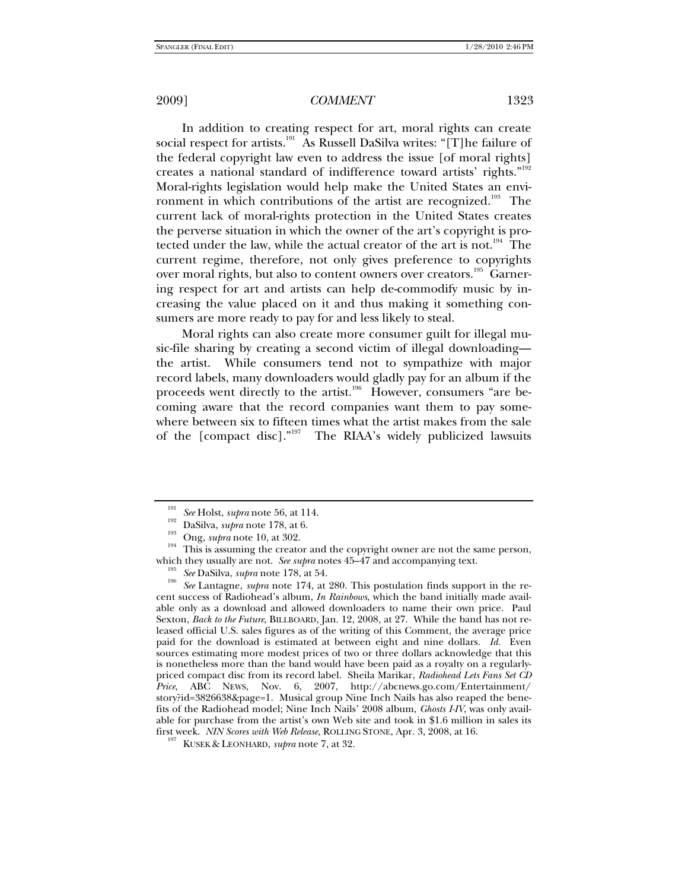In addition to creating respect for art, moral rights can create social respect for artists.[191] As Russell DaSilva writes: "[T]he failure of the federal copyright law even to address the issue [of moral rights] creates a national standard of indifference toward artists' rights."[192] Moral-rights legislation would help make the United States an environment in which contributions of the artist are recognized.[193] The current lack of moral-rights protection in the United States creates the perverse situation in which the owner of the art's copyright is protected under the law, while the actual creator of the art is not.[194] The current regime, therefore, not only gives preference to copyrights over moral rights, but also to content owners over creators.[195] Garnering respect for art and artists can help de-commodify music by increasing the value placed on it and thus making it something consumers are more ready to pay for and less likely to steal.

Moral rights can also create more consumer guilt for illegal music-file sharing by creating a second victim of illegal downloading—the artist. While consumers tend not to sympathize with major record labels, many downloaders would gladly pay for an album if the proceeds went directly to the artist.[196] However, consumers "are becoming aware that the record companies want them to pay somewhere between six to fifteen times what the artist makes from the sale of the [compact disc]."[197] The RIAA's widely publicized lawsuits

---

[191] *See* Holst, *supra* note 56, at 114.

[192] DaSilva, *supra* note 178, at 6.

[193] Ong, *supra* note 10, at 302.

[194] This is assuming the creator and the copyright owner are not the same person, which they usually are not. *See supra* notes 45–47 and accompanying text.

[195] *See* DaSilva, *supra* note 178, at 54.

[196] *See* Lantagne, *supra* note 174, at 280. This postulation finds support in the recent success of Radiohead's album, *In Rainbows*, which the band initially made available only as a download and allowed downloaders to name their own price. Paul Sexton, *Back to the Future*, BILLBOARD, Jan. 12, 2008, at 27. While the band has not released official U.S. sales figures as of the writing of this Comment, the average price paid for the download is estimated at between eight and nine dollars. *Id.* Even sources estimating more modest prices of two or three dollars acknowledge that this is nonetheless more than the band would have been paid as a royalty on a regularly-priced compact disc from its record label. Sheila Marikar, *Radiohead Lets Fans Set CD Price*, ABC NEWS, Nov. 6, 2007, http://abcnews.go.com/Entertainment/story?id=3826638&page=1. Musical group Nine Inch Nails has also reaped the benefits of the Radiohead model; Nine Inch Nails' 2008 album, *Ghosts I-IV*, was only available for purchase from the artist's own Web site and took in $1.6 million in sales its first week. *NIN Scores with Web Release*, ROLLING STONE, Apr. 3, 2008, at 16.

[197] KUSEK & LEONHARD, *supra* note 7, at 32.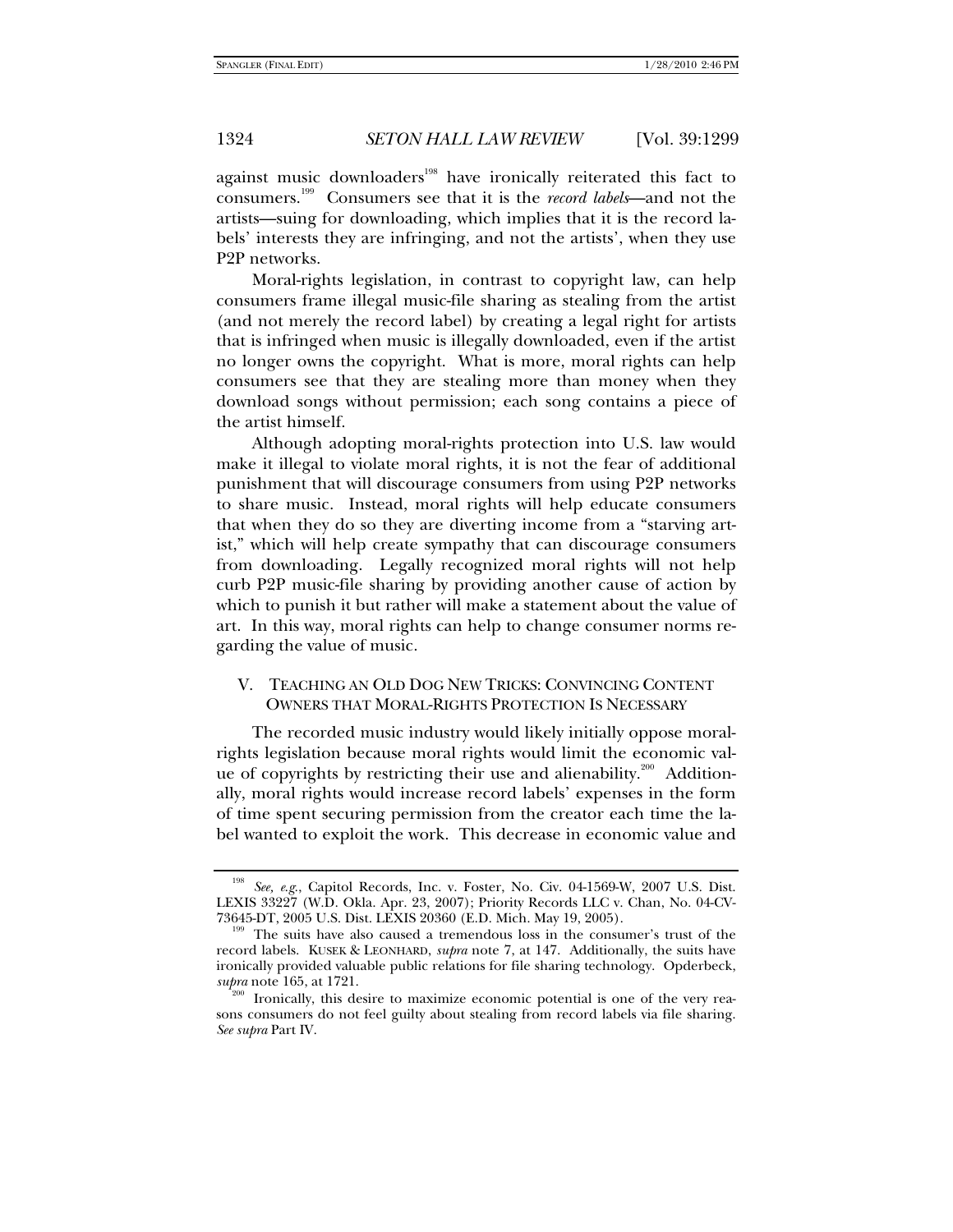against music downloaders[198] have ironically reiterated this fact to consumers.[199] Consumers see that it is the *record labels*—and not the artists—suing for downloading, which implies that it is the record labels' interests they are infringing, and not the artists', when they use P2P networks.

Moral-rights legislation, in contrast to copyright law, can help consumers frame illegal music-file sharing as stealing from the artist (and not merely the record label) by creating a legal right for artists that is infringed when music is illegally downloaded, even if the artist no longer owns the copyright. What is more, moral rights can help consumers see that they are stealing more than money when they download songs without permission; each song contains a piece of the artist himself.

Although adopting moral-rights protection into U.S. law would make it illegal to violate moral rights, it is not the fear of additional punishment that will discourage consumers from using P2P networks to share music. Instead, moral rights will help educate consumers that when they do so they are diverting income from a "starving artist," which will help create sympathy that can discourage consumers from downloading. Legally recognized moral rights will not help curb P2P music-file sharing by providing another cause of action by which to punish it but rather will make a statement about the value of art. In this way, moral rights can help to change consumer norms regarding the value of music.

## V. TEACHING AN OLD DOG NEW TRICKS: CONVINCING CONTENT OWNERS THAT MORAL-RIGHTS PROTECTION IS NECESSARY

The recorded music industry would likely initially oppose moral-rights legislation because moral rights would limit the economic value of copyrights by restricting their use and alienability.[200] Additionally, moral rights would increase record labels' expenses in the form of time spent securing permission from the creator each time the label wanted to exploit the work. This decrease in economic value and

---

[198] *See, e.g.*, Capitol Records, Inc. v. Foster, No. Civ. 04-1569-W, 2007 U.S. Dist. LEXIS 33227 (W.D. Okla. Apr. 23, 2007); Priority Records LLC v. Chan, No. 04-CV-73645-DT, 2005 U.S. Dist. LEXIS 20360 (E.D. Mich. May 19, 2005).

[199] The suits have also caused a tremendous loss in the consumer's trust of the record labels. KUSEK & LEONHARD, *supra* note 7, at 147. Additionally, the suits have ironically provided valuable public relations for file sharing technology. Opderbeck, *supra* note 165, at 1721.

[200] Ironically, this desire to maximize economic potential is one of the very reasons consumers do not feel guilty about stealing from record labels via file sharing. *See supra* Part IV.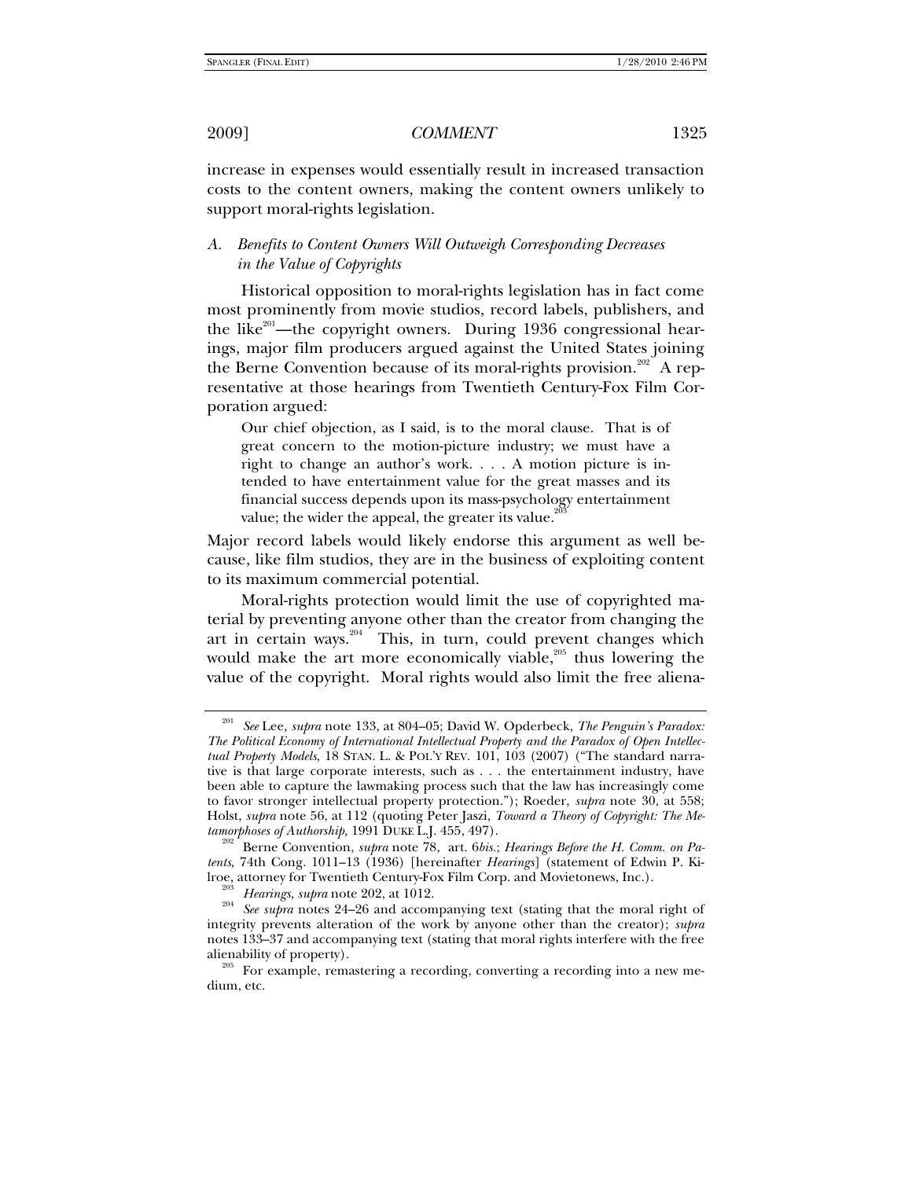increase in expenses would essentially result in increased transaction costs to the content owners, making the content owners unlikely to support moral-rights legislation.

### *A. Benefits to Content Owners Will Outweigh Corresponding Decreases in the Value of Copyrights*

Historical opposition to moral-rights legislation has in fact come most prominently from movie studios, record labels, publishers, and the like[201]—the copyright owners. During 1936 congressional hearings, major film producers argued against the United States joining the Berne Convention because of its moral-rights provision.[202] A representative at those hearings from Twentieth Century-Fox Film Corporation argued:

> Our chief objection, as I said, is to the moral clause. That is of great concern to the motion-picture industry; we must have a right to change an author's work. . . . A motion picture is intended to have entertainment value for the great masses and its financial success depends upon its mass-psychology entertainment value; the wider the appeal, the greater its value.[203]

Major record labels would likely endorse this argument as well because, like film studios, they are in the business of exploiting content to its maximum commercial potential.

Moral-rights protection would limit the use of copyrighted material by preventing anyone other than the creator from changing the art in certain ways.[204] This, in turn, could prevent changes which would make the art more economically viable,[205] thus lowering the value of the copyright. Moral rights would also limit the free aliena-

---

[201] *See* Lee, *supra* note 133, at 804–05; David W. Opderbeck, *The Penguin's Paradox: The Political Economy of International Intellectual Property and the Paradox of Open Intellectual Property Models*, 18 STAN. L. & POL'Y REV. 101, 103 (2007) ("The standard narrative is that large corporate interests, such as . . . the entertainment industry, have been able to capture the lawmaking process such that the law has increasingly come to favor stronger intellectual property protection."); Roeder, *supra* note 30, at 558; Holst, *supra* note 56, at 112 (quoting Peter Jaszi, *Toward a Theory of Copyright: The Metamorphoses of Authorship,* 1991 DUKE L.J. 455, 497).

[202] Berne Convention, *supra* note 78, art. 6*bis*.; *Hearings Before the H. Comm. on Patents*, 74th Cong. 1011–13 (1936) [hereinafter *Hearings*] (statement of Edwin P. Kilroe, attorney for Twentieth Century-Fox Film Corp. and Movietonews, Inc.).

[203] *Hearings*, *supra* note 202, at 1012.

[204] *See supra* notes 24–26 and accompanying text (stating that the moral right of integrity prevents alteration of the work by anyone other than the creator); *supra* notes 133–37 and accompanying text (stating that moral rights interfere with the free alienability of property).

[205] For example, remastering a recording, converting a recording into a new medium, etc.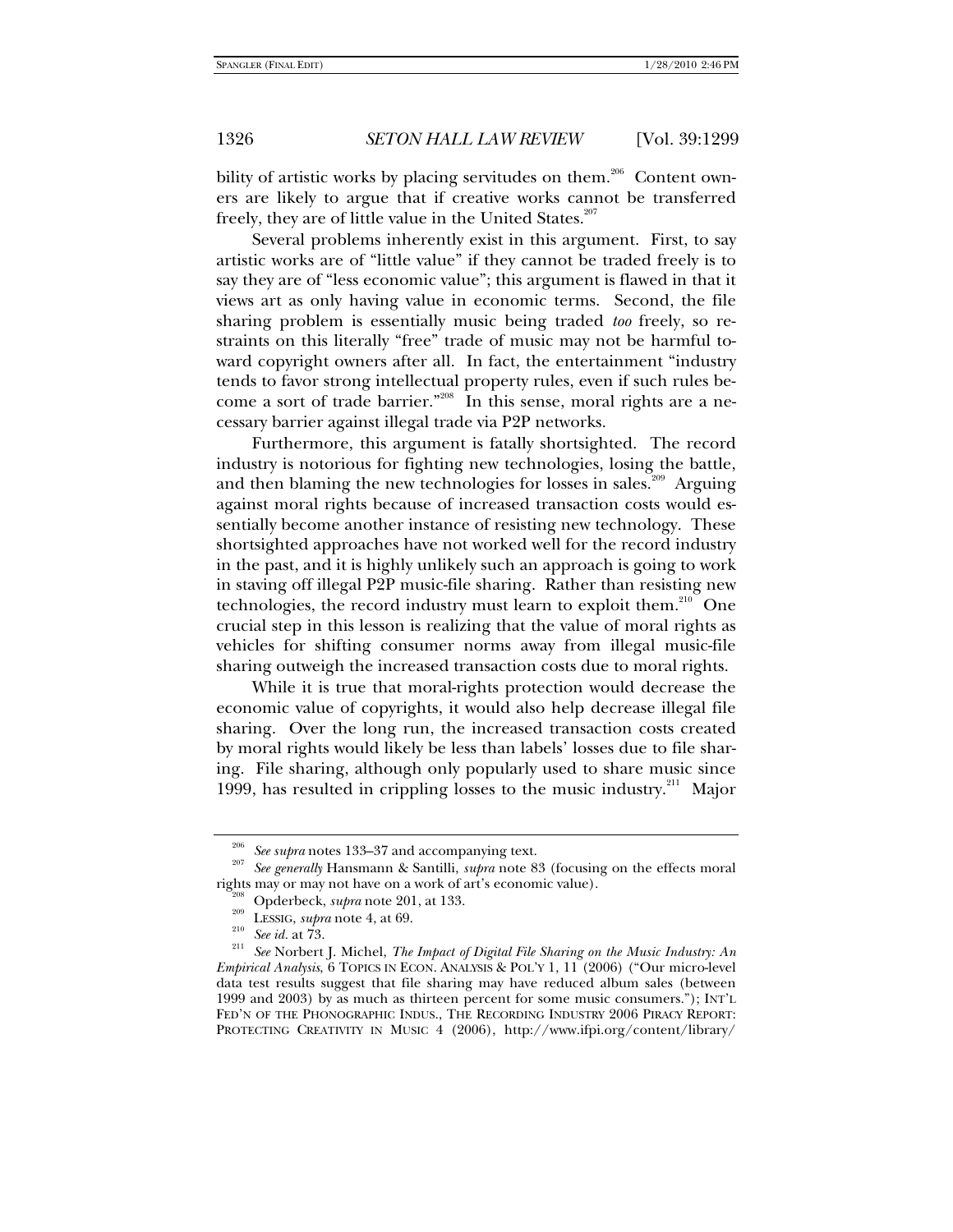bility of artistic works by placing servitudes on them.[206] Content owners are likely to argue that if creative works cannot be transferred freely, they are of little value in the United States.[207]

Several problems inherently exist in this argument. First, to say artistic works are of "little value" if they cannot be traded freely is to say they are of "less economic value"; this argument is flawed in that it views art as only having value in economic terms. Second, the file sharing problem is essentially music being traded *too* freely, so restraints on this literally "free" trade of music may not be harmful toward copyright owners after all. In fact, the entertainment "industry tends to favor strong intellectual property rules, even if such rules become a sort of trade barrier."[208] In this sense, moral rights are a necessary barrier against illegal trade via P2P networks.

Furthermore, this argument is fatally shortsighted. The record industry is notorious for fighting new technologies, losing the battle, and then blaming the new technologies for losses in sales.[209] Arguing against moral rights because of increased transaction costs would essentially become another instance of resisting new technology. These shortsighted approaches have not worked well for the record industry in the past, and it is highly unlikely such an approach is going to work in staving off illegal P2P music-file sharing. Rather than resisting new technologies, the record industry must learn to exploit them.[210] One crucial step in this lesson is realizing that the value of moral rights as vehicles for shifting consumer norms away from illegal music-file sharing outweigh the increased transaction costs due to moral rights.

While it is true that moral-rights protection would decrease the economic value of copyrights, it would also help decrease illegal file sharing. Over the long run, the increased transaction costs created by moral rights would likely be less than labels' losses due to file sharing. File sharing, although only popularly used to share music since 1999, has resulted in crippling losses to the music industry.[211] Major

---

[206] *See supra* notes 133–37 and accompanying text.

[207] *See generally* Hansmann & Santilli, *supra* note 83 (focusing on the effects moral rights may or may not have on a work of art's economic value).

[208] Opderbeck, *supra* note 201, at 133.

[209] LESSIG, *supra* note 4, at 69.

[210] *See id.* at 73.

[211] *See* Norbert J. Michel, *The Impact of Digital File Sharing on the Music Industry: An Empirical Analysis*, 6 TOPICS IN ECON. ANALYSIS & POL'Y 1, 11 (2006) ("Our micro-level data test results suggest that file sharing may have reduced album sales (between 1999 and 2003) by as much as thirteen percent for some music consumers."); INT'L FED'N OF THE PHONOGRAPHIC INDUS., THE RECORDING INDUSTRY 2006 PIRACY REPORT: PROTECTING CREATIVITY IN MUSIC 4 (2006), http://www.ifpi.org/content/library/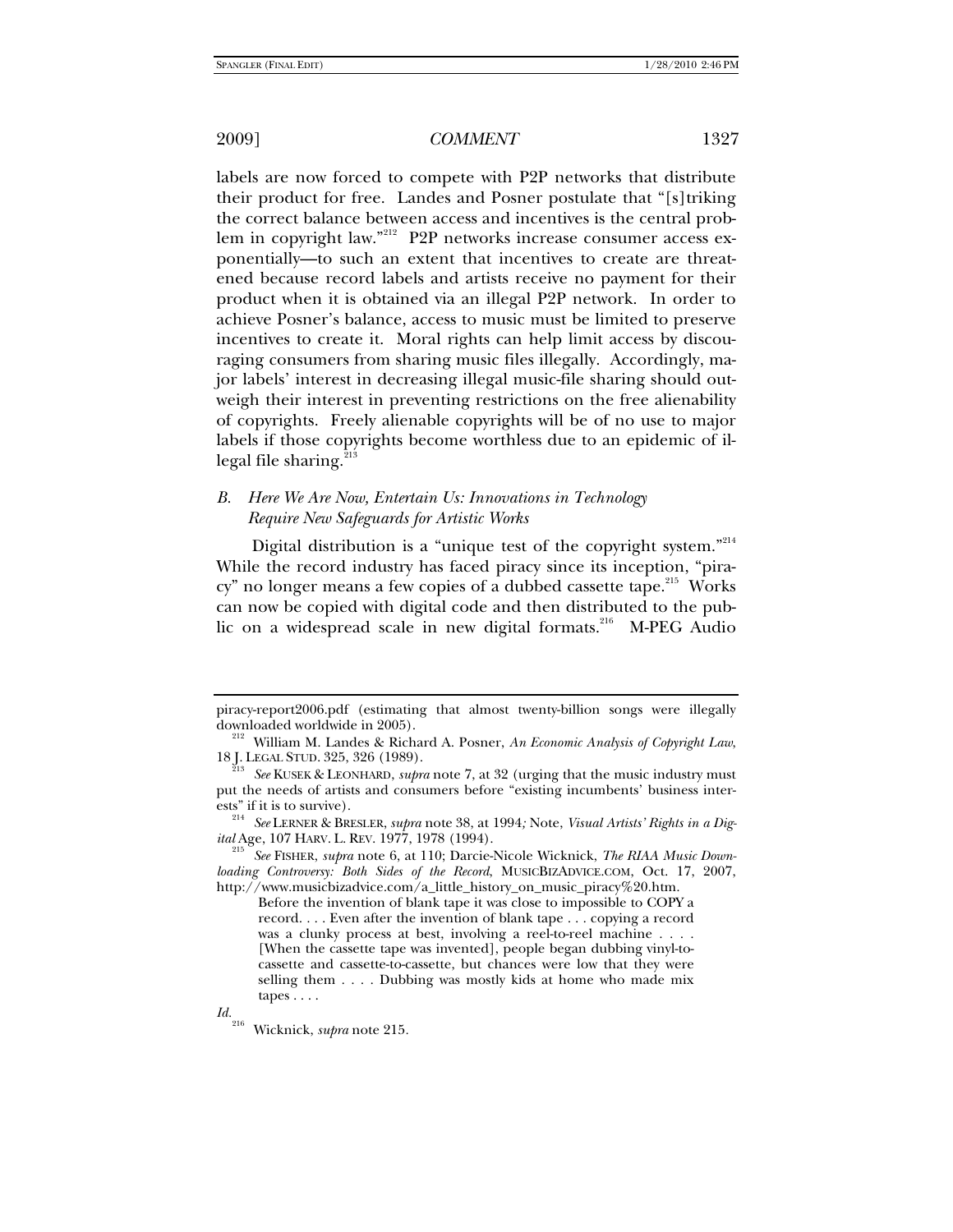labels are now forced to compete with P2P networks that distribute their product for free. Landes and Posner postulate that "[s]triking the correct balance between access and incentives is the central problem in copyright law."[212] P2P networks increase consumer access exponentially—to such an extent that incentives to create are threatened because record labels and artists receive no payment for their product when it is obtained via an illegal P2P network. In order to achieve Posner's balance, access to music must be limited to preserve incentives to create it. Moral rights can help limit access by discouraging consumers from sharing music files illegally. Accordingly, major labels' interest in decreasing illegal music-file sharing should outweigh their interest in preventing restrictions on the free alienability of copyrights. Freely alienable copyrights will be of no use to major labels if those copyrights become worthless due to an epidemic of illegal file sharing.[213]

### B. *Here We Are Now, Entertain Us: Innovations in Technology Require New Safeguards for Artistic Works*

Digital distribution is a "unique test of the copyright system."[214] While the record industry has faced piracy since its inception, "piracy" no longer means a few copies of a dubbed cassette tape.[215] Works can now be copied with digital code and then distributed to the public on a widespread scale in new digital formats.[216] M-PEG Audio

---

piracy-report2006.pdf (estimating that almost twenty-billion songs were illegally downloaded worldwide in 2005).

[212] William M. Landes & Richard A. Posner, *An Economic Analysis of Copyright Law*, 18 J. LEGAL STUD. 325, 326 (1989).

[213] *See* KUSEK & LEONHARD, *supra* note 7, at 32 (urging that the music industry must put the needs of artists and consumers before "existing incumbents' business interests" if it is to survive).

[214] *See* LERNER & BRESLER, *supra* note 38, at 1994*;* Note, *Visual Artists' Rights in a Digital* Age, 107 HARV. L. REV. 1977, 1978 (1994).

[215] *See* FISHER, *supra* note 6, at 110; Darcie-Nicole Wicknick, *The RIAA Music Downloading Controversy: Both Sides of the Record*, MUSICBIZADVICE.COM, Oct. 17, 2007, http://www.musicbizadvice.com/a_little_history_on_music_piracy%20.htm.

> Before the invention of blank tape it was close to impossible to COPY a record. . . . Even after the invention of blank tape . . . copying a record was a clunky process at best, involving a reel-to-reel machine . . . . [When the cassette tape was invented], people began dubbing vinyl-to-cassette and cassette-to-cassette, but chances were low that they were selling them . . . . Dubbing was mostly kids at home who made mix tapes . . . .

*Id.*

[216] Wicknick, *supra* note 215.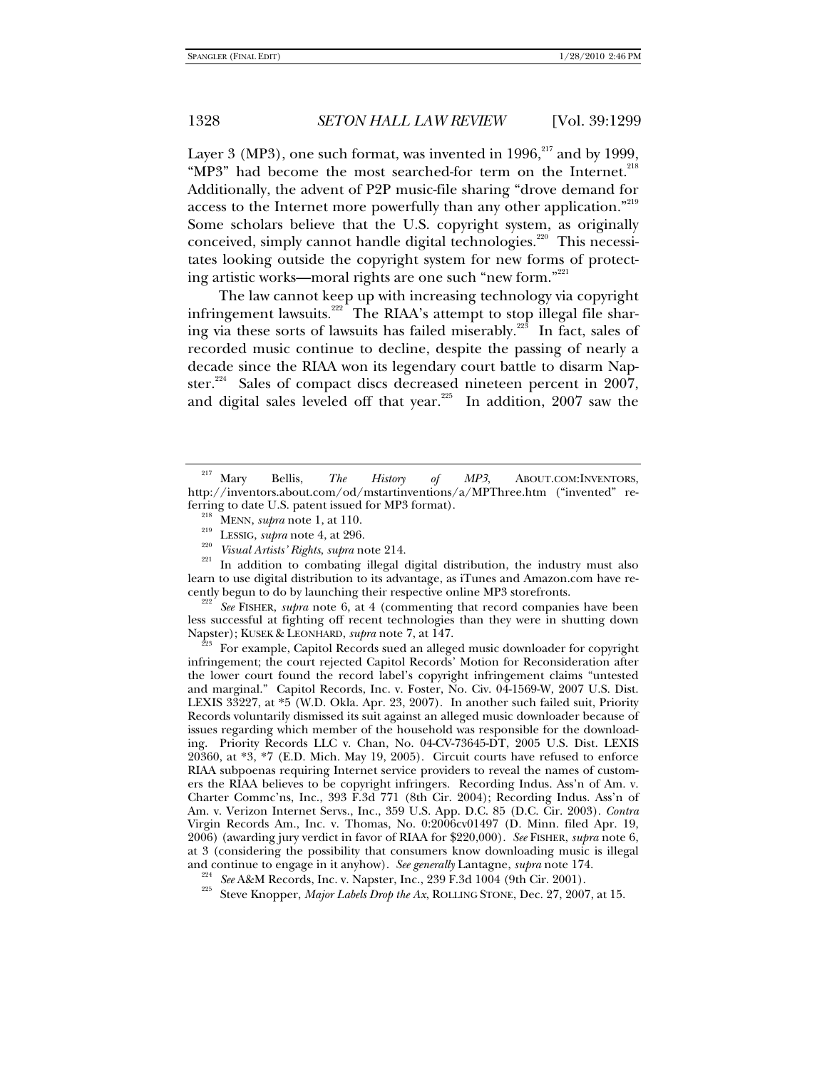Layer 3 (MP3), one such format, was invented in 1996,[217] and by 1999, "MP3" had become the most searched-for term on the Internet.[218] Additionally, the advent of P2P music-file sharing "drove demand for access to the Internet more powerfully than any other application."[219] Some scholars believe that the U.S. copyright system, as originally conceived, simply cannot handle digital technologies.[220] This necessitates looking outside the copyright system for new forms of protecting artistic works—moral rights are one such "new form."[221]

The law cannot keep up with increasing technology via copyright infringement lawsuits.[222] The RIAA's attempt to stop illegal file sharing via these sorts of lawsuits has failed miserably.[223] In fact, sales of recorded music continue to decline, despite the passing of nearly a decade since the RIAA won its legendary court battle to disarm Napster.[224] Sales of compact discs decreased nineteen percent in 2007, and digital sales leveled off that year.[225] In addition, 2007 saw the

---

[217] Mary Bellis, *The History of MP3*, ABOUT.COM:INVENTORS, http://inventors.about.com/od/mstartinventions/a/MPThree.htm ("invented" referring to date U.S. patent issued for MP3 format).

[218] MENN, *supra* note 1, at 110.

[219] LESSIG, *supra* note 4, at 296.

[220] *Visual Artists' Rights*, *supra* note 214.

[221] In addition to combating illegal digital distribution, the industry must also learn to use digital distribution to its advantage, as iTunes and Amazon.com have recently begun to do by launching their respective online MP3 storefronts.

[222] *See* FISHER, *supra* note 6, at 4 (commenting that record companies have been less successful at fighting off recent technologies than they were in shutting down Napster); KUSEK & LEONHARD, *supra* note 7, at 147.

[223] For example, Capitol Records sued an alleged music downloader for copyright infringement; the court rejected Capitol Records' Motion for Reconsideration after the lower court found the record label's copyright infringement claims "untested and marginal." Capitol Records, Inc. v. Foster, No. Civ. 04-1569-W, 2007 U.S. Dist. LEXIS 33227, at *5 (W.D. Okla. Apr. 23, 2007). In another such failed suit, Priority Records voluntarily dismissed its suit against an alleged music downloader because of issues regarding which member of the household was responsible for the downloading. Priority Records LLC v. Chan, No. 04-CV-73645-DT, 2005 U.S. Dist. LEXIS 20360, at *3, *7 (E.D. Mich. May 19, 2005). Circuit courts have refused to enforce RIAA subpoenas requiring Internet service providers to reveal the names of customers the RIAA believes to be copyright infringers. Recording Indus. Ass'n of Am. v. Charter Commc'ns, Inc., 393 F.3d 771 (8th Cir. 2004); Recording Indus. Ass'n of Am. v. Verizon Internet Servs., Inc., 359 U.S. App. D.C. 85 (D.C. Cir. 2003). *Contra* Virgin Records Am., Inc. v. Thomas, No. 0:2006cv01497 (D. Minn. filed Apr. 19, 2006) (awarding jury verdict in favor of RIAA for $220,000). *See* FISHER, *supra* note 6, at 3 (considering the possibility that consumers know downloading music is illegal and continue to engage in it anyhow). *See generally* Lantagne, *supra* note 174.

[224] *See* A&M Records, Inc. v. Napster, Inc., 239 F.3d 1004 (9th Cir. 2001).

[225] Steve Knopper, *Major Labels Drop the Ax*, ROLLING STONE, Dec. 27, 2007, at 15.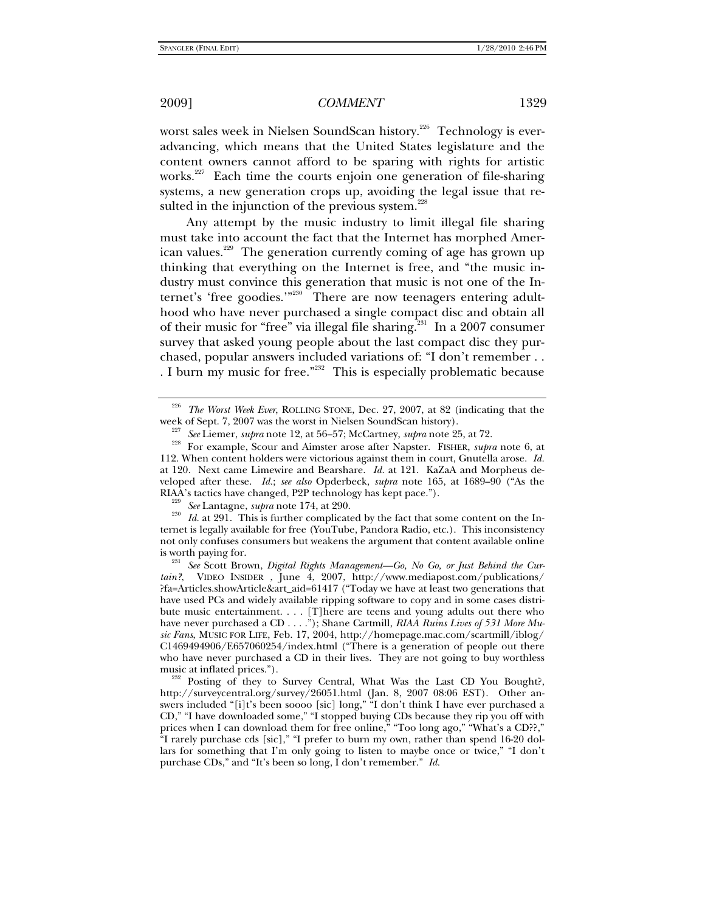worst sales week in Nielsen SoundScan history.[226] Technology is ever-advancing, which means that the United States legislature and the content owners cannot afford to be sparing with rights for artistic works.[227] Each time the courts enjoin one generation of file-sharing systems, a new generation crops up, avoiding the legal issue that resulted in the injunction of the previous system.[228]

Any attempt by the music industry to limit illegal file sharing must take into account the fact that the Internet has morphed American values.[229] The generation currently coming of age has grown up thinking that everything on the Internet is free, and "the music industry must convince this generation that music is not one of the Internet's 'free goodies.'"[230] There are now teenagers entering adulthood who have never purchased a single compact disc and obtain all of their music for "free" via illegal file sharing.[231] In a 2007 consumer survey that asked young people about the last compact disc they purchased, popular answers included variations of: "I don't remember . . . I burn my music for free."[232] This is especially problematic because

---

[226] *The Worst Week Ever*, ROLLING STONE, Dec. 27, 2007, at 82 (indicating that the week of Sept. 7, 2007 was the worst in Nielsen SoundScan history).

[227] *See* Liemer, *supra* note 12, at 56–57; McCartney, *supra* note 25, at 72.

[228] For example, Scour and Aimster arose after Napster. FISHER, *supra* note 6, at 112. When content holders were victorious against them in court, Gnutella arose. *Id.* at 120. Next came Limewire and Bearshare. *Id.* at 121. KaZaA and Morpheus developed after these. *Id.*; *see also* Opderbeck, *supra* note 165, at 1689–90 ("As the RIAA's tactics have changed, P2P technology has kept pace.").

[229] *See* Lantagne, *supra* note 174, at 290.

[230] *Id.* at 291. This is further complicated by the fact that some content on the Internet is legally available for free (YouTube, Pandora Radio, etc.). This inconsistency not only confuses consumers but weakens the argument that content available online is worth paying for.

[231] *See* Scott Brown, *Digital Rights Management—Go, No Go, or Just Behind the Curtain?*, VIDEO INSIDER , June 4, 2007, http://www.mediapost.com/publications/?fa=Articles.showArticle&art_aid=61417 ("Today we have at least two generations that have used PCs and widely available ripping software to copy and in some cases distribute music entertainment. . . . [T]here are teens and young adults out there who have never purchased a CD . . . ."); Shane Cartmill, *RIAA Ruins Lives of 531 More Music Fans*, MUSIC FOR LIFE, Feb. 17, 2004, http://homepage.mac.com/scartmill/iblog/C1469494906/E657060254/index.html ("There is a generation of people out there who have never purchased a CD in their lives. They are not going to buy worthless music at inflated prices.").

[232] Posting of they to Survey Central, What Was the Last CD You Bought?, http://surveycentral.org/survey/26051.html (Jan. 8, 2007 08:06 EST). Other answers included "[i]t's been soooo [sic] long," "I don't think I have ever purchased a CD," "I have downloaded some," "I stopped buying CDs because they rip you off with prices when I can download them for free online," "Too long ago," "What's a CD??," "I rarely purchase cds [sic]," "I prefer to burn my own, rather than spend 16-20 dollars for something that I'm only going to listen to maybe once or twice," "I don't purchase CDs," and "It's been so long, I don't remember." *Id.*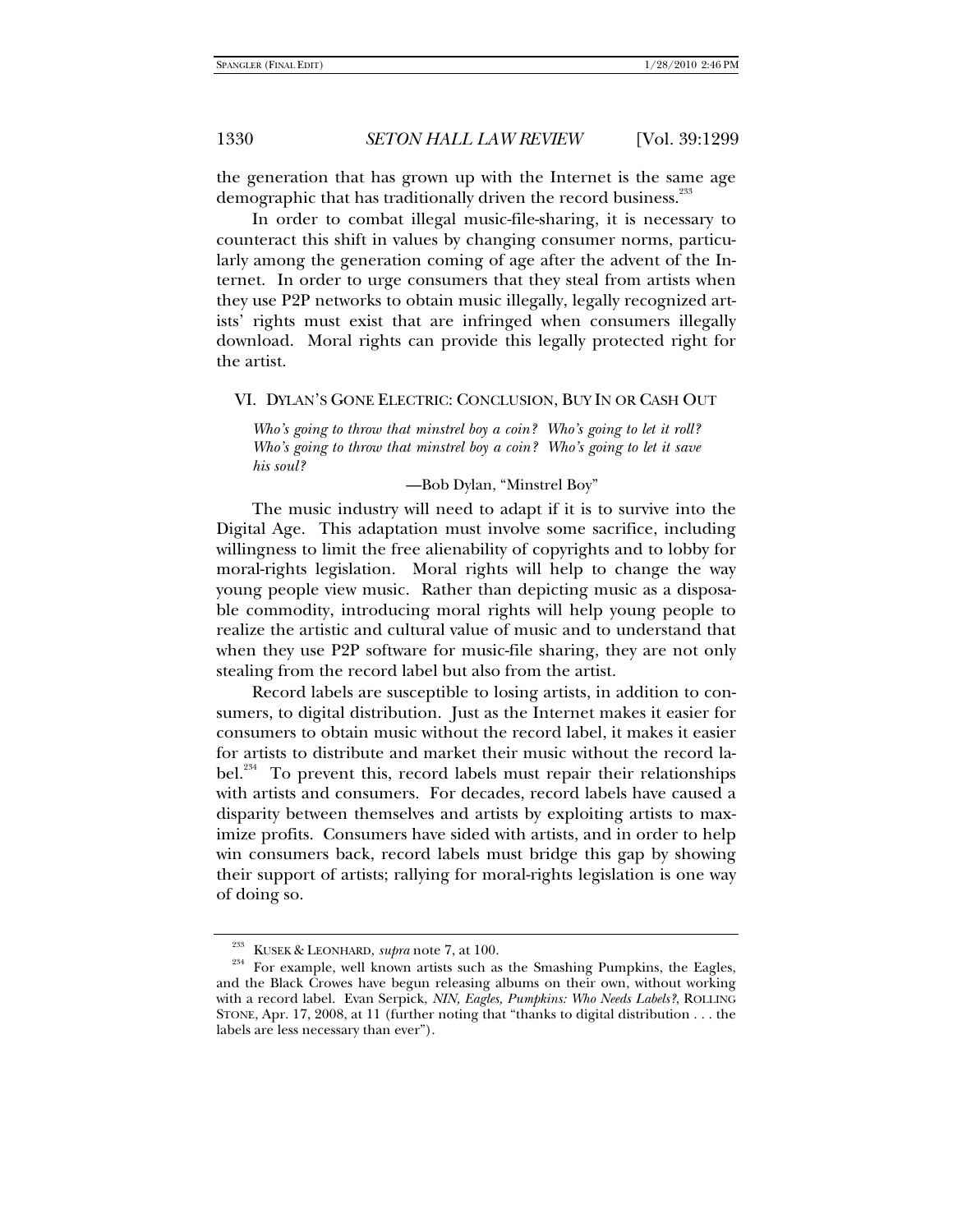the generation that has grown up with the Internet is the same age demographic that has traditionally driven the record business.[233]

In order to combat illegal music-file-sharing, it is necessary to counteract this shift in values by changing consumer norms, particularly among the generation coming of age after the advent of the Internet. In order to urge consumers that they steal from artists when they use P2P networks to obtain music illegally, legally recognized artists' rights must exist that are infringed when consumers illegally download. Moral rights can provide this legally protected right for the artist.

## VI. DYLAN'S GONE ELECTRIC: CONCLUSION, BUY IN OR CASH OUT

> *Who's going to throw that minstrel boy a coin? Who's going to let it roll? Who's going to throw that minstrel boy a coin? Who's going to let it save his soul?*
>
> —Bob Dylan, "Minstrel Boy"

The music industry will need to adapt if it is to survive into the Digital Age. This adaptation must involve some sacrifice, including willingness to limit the free alienability of copyrights and to lobby for moral-rights legislation. Moral rights will help to change the way young people view music. Rather than depicting music as a disposable commodity, introducing moral rights will help young people to realize the artistic and cultural value of music and to understand that when they use P2P software for music-file sharing, they are not only stealing from the record label but also from the artist.

Record labels are susceptible to losing artists, in addition to consumers, to digital distribution. Just as the Internet makes it easier for consumers to obtain music without the record label, it makes it easier for artists to distribute and market their music without the record label.[234] To prevent this, record labels must repair their relationships with artists and consumers. For decades, record labels have caused a disparity between themselves and artists by exploiting artists to maximize profits. Consumers have sided with artists, and in order to help win consumers back, record labels must bridge this gap by showing their support of artists; rallying for moral-rights legislation is one way of doing so.

---

[233] KUSEK & LEONHARD, *supra* note 7, at 100.

[234] For example, well known artists such as the Smashing Pumpkins, the Eagles, and the Black Crowes have begun releasing albums on their own, without working with a record label. Evan Serpick, *NIN, Eagles, Pumpkins: Who Needs Labels?*, ROLLING STONE, Apr. 17, 2008, at 11 (further noting that "thanks to digital distribution . . . the labels are less necessary than ever").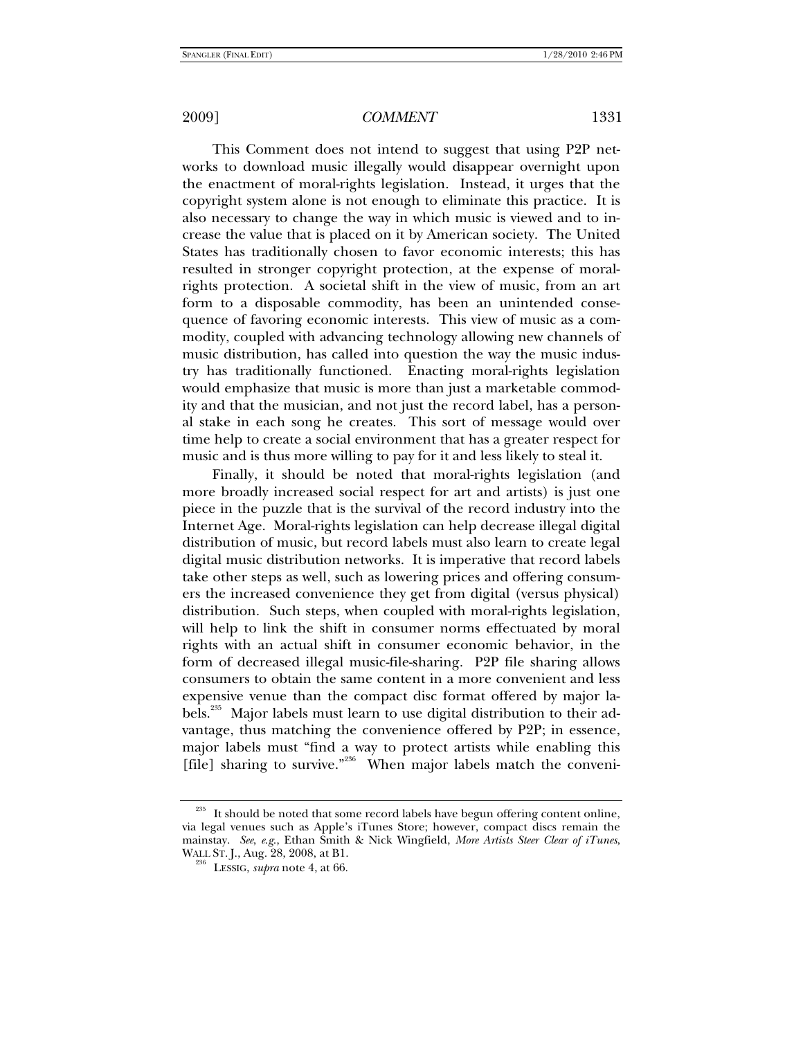This Comment does not intend to suggest that using P2P networks to download music illegally would disappear overnight upon the enactment of moral-rights legislation. Instead, it urges that the copyright system alone is not enough to eliminate this practice. It is also necessary to change the way in which music is viewed and to increase the value that is placed on it by American society. The United States has traditionally chosen to favor economic interests; this has resulted in stronger copyright protection, at the expense of moral-rights protection. A societal shift in the view of music, from an art form to a disposable commodity, has been an unintended consequence of favoring economic interests. This view of music as a commodity, coupled with advancing technology allowing new channels of music distribution, has called into question the way the music industry has traditionally functioned. Enacting moral-rights legislation would emphasize that music is more than just a marketable commodity and that the musician, and not just the record label, has a personal stake in each song he creates. This sort of message would over time help to create a social environment that has a greater respect for music and is thus more willing to pay for it and less likely to steal it.

Finally, it should be noted that moral-rights legislation (and more broadly increased social respect for art and artists) is just one piece in the puzzle that is the survival of the record industry into the Internet Age. Moral-rights legislation can help decrease illegal digital distribution of music, but record labels must also learn to create legal digital music distribution networks. It is imperative that record labels take other steps as well, such as lowering prices and offering consumers the increased convenience they get from digital (versus physical) distribution. Such steps, when coupled with moral-rights legislation, will help to link the shift in consumer norms effectuated by moral rights with an actual shift in consumer economic behavior, in the form of decreased illegal music-file-sharing. P2P file sharing allows consumers to obtain the same content in a more convenient and less expensive venue than the compact disc format offered by major labels.[235] Major labels must learn to use digital distribution to their advantage, thus matching the convenience offered by P2P; in essence, major labels must "find a way to protect artists while enabling this [file] sharing to survive."[236] When major labels match the conveni-

---

[235] It should be noted that some record labels have begun offering content online, via legal venues such as Apple's iTunes Store; however, compact discs remain the mainstay. *See, e.g.*, Ethan Smith & Nick Wingfield, *More Artists Steer Clear of iTunes*, WALL ST. J., Aug. 28, 2008, at B1.

[236] LESSIG, *supra* note 4, at 66.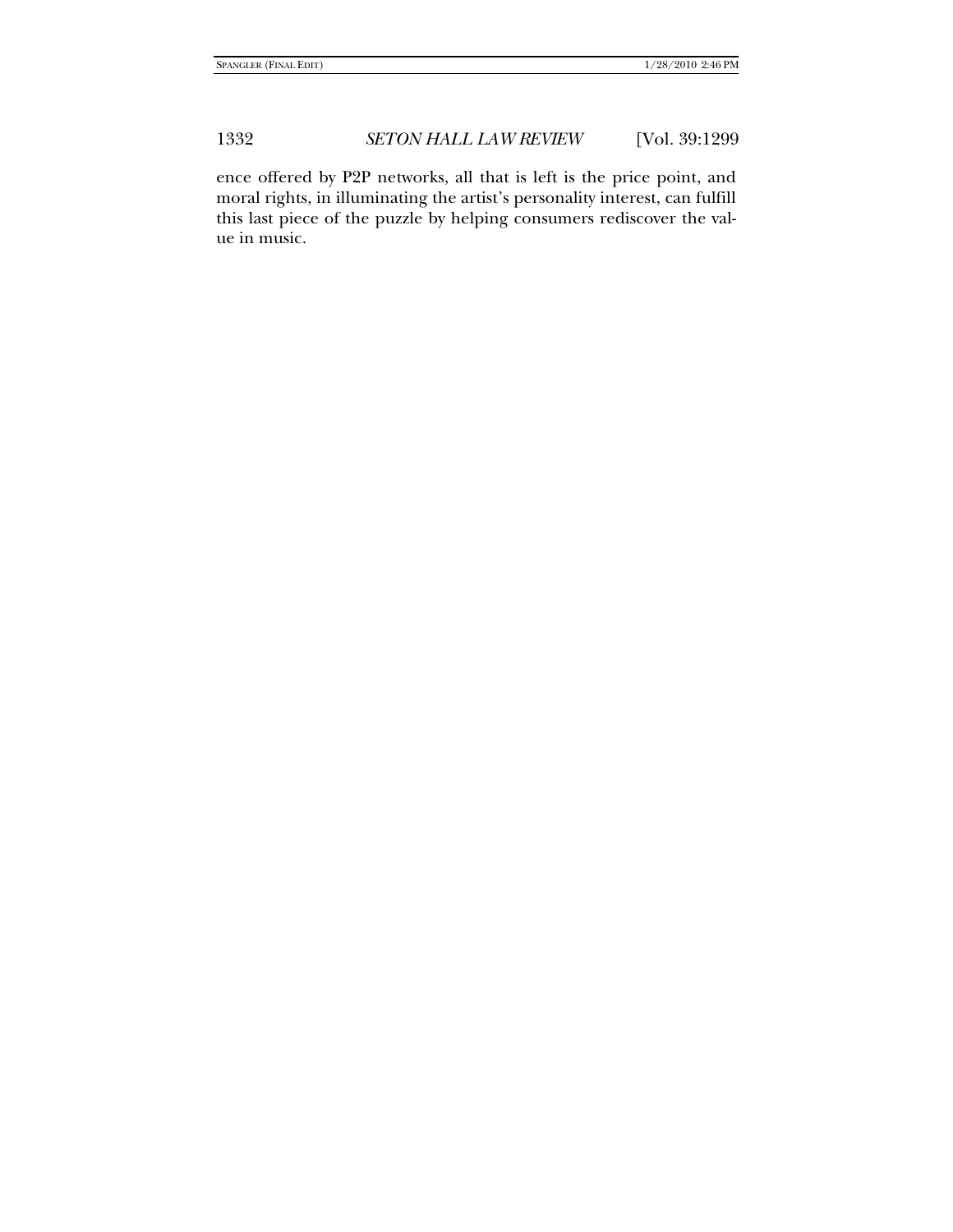ence offered by P2P networks, all that is left is the price point, and moral rights, in illuminating the artist's personality interest, can fulfill this last piece of the puzzle by helping consumers rediscover the value in music.